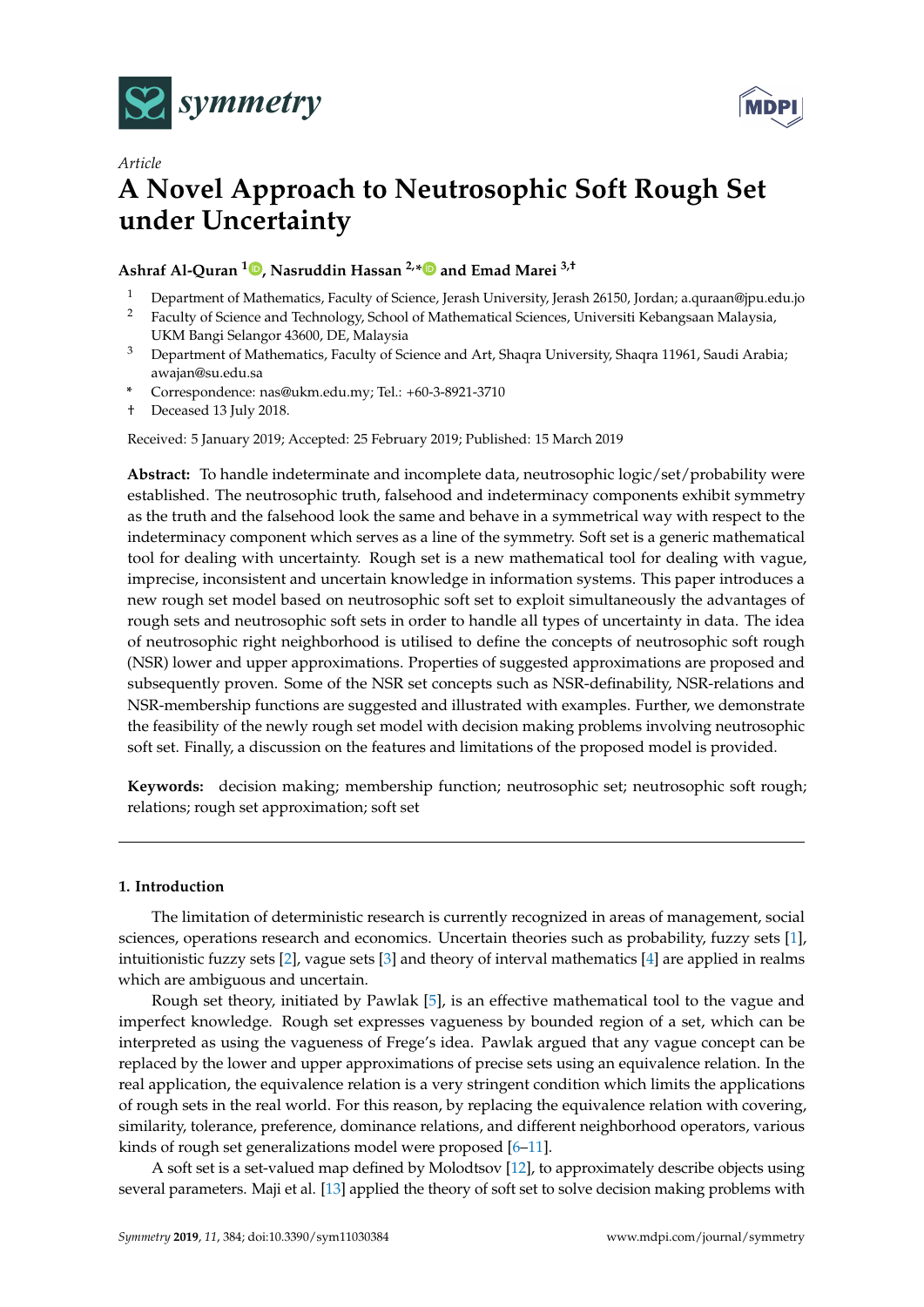*Article*

# A Novel Approach to Neutrosophic Soft Rough Set under Uncertainty

**Ashraf Al-Quran [1], Nasruddin Hassan [2,*] and Emad Marei [3,†]**

[1] Department of Mathematics, Faculty of Science, Jerash University, Jerash 26150, Jordan; a.quraan@jpu.edu.jo
[2] Faculty of Science and Technology, School of Mathematical Sciences, Universiti Kebangsaan Malaysia, UKM Bangi Selangor 43600, DE, Malaysia
[3] Department of Mathematics, Faculty of Science and Art, Shaqra University, Shaqra 11961, Saudi Arabia; awajan@su.edu.sa
* Correspondence: nas@ukm.edu.my; Tel.: +60-3-8921-3710
† Deceased 13 July 2018.

Received: 5 January 2019; Accepted: 25 February 2019; Published: 15 March 2019

**Abstract:** To handle indeterminate and incomplete data, neutrosophic logic/set/probability were established. The neutrosophic truth, falsehood and indeterminacy components exhibit symmetry as the truth and the falsehood look the same and behave in a symmetrical way with respect to the indeterminacy component which serves as a line of the symmetry. Soft set is a generic mathematical tool for dealing with uncertainty. Rough set is a new mathematical tool for dealing with vague, imprecise, inconsistent and uncertain knowledge in information systems. This paper introduces a new rough set model based on neutrosophic soft set to exploit simultaneously the advantages of rough sets and neutrosophic soft sets in order to handle all types of uncertainty in data. The idea of neutrosophic right neighborhood is utilised to define the concepts of neutrosophic soft rough (NSR) lower and upper approximations. Properties of suggested approximations are proposed and subsequently proven. Some of the NSR set concepts such as NSR-definability, NSR-relations and NSR-membership functions are suggested and illustrated with examples. Further, we demonstrate the feasibility of the newly rough set model with decision making problems involving neutrosophic soft set. Finally, a discussion on the features and limitations of the proposed model is provided.

**Keywords:** decision making; membership function; neutrosophic set; neutrosophic soft rough; relations; rough set approximation; soft set

## 1. Introduction

The limitation of deterministic research is currently recognized in areas of management, social sciences, operations research and economics. Uncertain theories such as probability, fuzzy sets [1], intuitionistic fuzzy sets [2], vague sets [3] and theory of interval mathematics [4] are applied in realms which are ambiguous and uncertain.

Rough set theory, initiated by Pawlak [5], is an effective mathematical tool to the vague and imperfect knowledge. Rough set expresses vagueness by bounded region of a set, which can be interpreted as using the vagueness of Frege's idea. Pawlak argued that any vague concept can be replaced by the lower and upper approximations of precise sets using an equivalence relation. In the real application, the equivalence relation is a very stringent condition which limits the applications of rough sets in the real world. For this reason, by replacing the equivalence relation with covering, similarity, tolerance, preference, dominance relations, and different neighborhood operators, various kinds of rough set generalizations model were proposed [6–11].

A soft set is a set-valued map defined by Molodtsov [12], to approximately describe objects using several parameters. Maji et al. [13] applied the theory of soft set to solve decision making problems with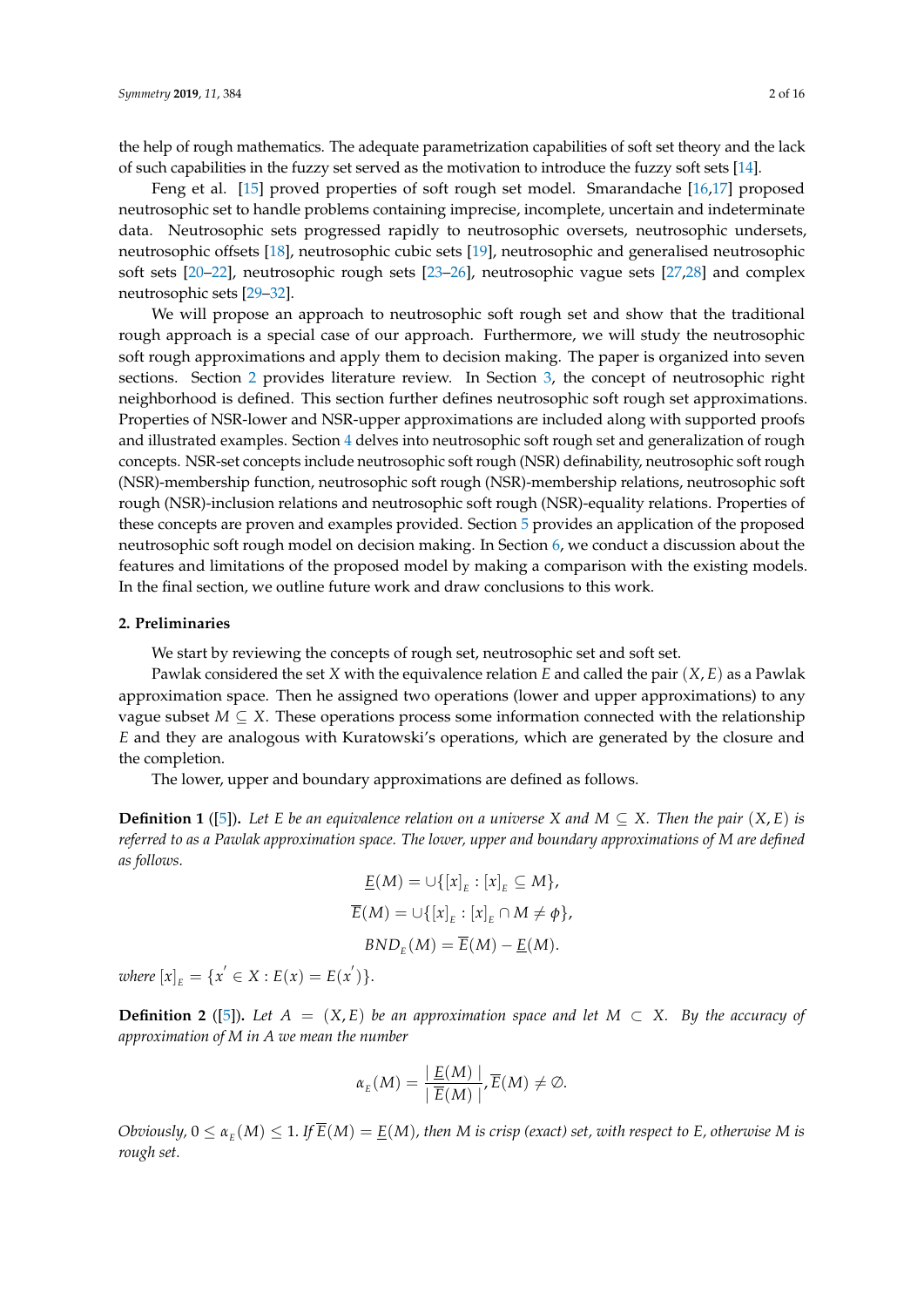the help of rough mathematics. The adequate parametrization capabilities of soft set theory and the lack of such capabilities in the fuzzy set served as the motivation to introduce the fuzzy soft sets [14].

Feng et al. [15] proved properties of soft rough set model. Smarandache [16,17] proposed neutrosophic set to handle problems containing imprecise, incomplete, uncertain and indeterminate data. Neutrosophic sets progressed rapidly to neutrosophic oversets, neutrosophic undersets, neutrosophic offsets [18], neutrosophic cubic sets [19], neutrosophic and generalised neutrosophic soft sets [20–22], neutrosophic rough sets [23–26], neutrosophic vague sets [27,28] and complex neutrosophic sets [29–32].

We will propose an approach to neutrosophic soft rough set and show that the traditional rough approach is a special case of our approach. Furthermore, we will study the neutrosophic soft rough approximations and apply them to decision making. The paper is organized into seven sections. Section 2 provides literature review. In Section 3, the concept of neutrosophic right neighborhood is defined. This section further defines neutrosophic soft rough set approximations. Properties of NSR-lower and NSR-upper approximations are included along with supported proofs and illustrated examples. Section 4 delves into neutrosophic soft rough set and generalization of rough concepts. NSR-set concepts include neutrosophic soft rough (NSR) definability, neutrosophic soft rough (NSR)-membership function, neutrosophic soft rough (NSR)-membership relations, neutrosophic soft rough (NSR)-inclusion relations and neutrosophic soft rough (NSR)-equality relations. Properties of these concepts are proven and examples provided. Section 5 provides an application of the proposed neutrosophic soft rough model on decision making. In Section 6, we conduct a discussion about the features and limitations of the proposed model by making a comparison with the existing models. In the final section, we outline future work and draw conclusions to this work.

## 2. Preliminaries

We start by reviewing the concepts of rough set, neutrosophic set and soft set.

Pawlak considered the set $X$ with the equivalence relation $E$ and called the pair $(X, E)$ as a Pawlak approximation space. Then he assigned two operations (lower and upper approximations) to any vague subset $M \subseteq X$. These operations process some information connected with the relationship $E$ and they are analogous with Kuratowski's operations, which are generated by the closure and the completion.

The lower, upper and boundary approximations are defined as follows.

**Definition 1** ([5]). *Let $E$ be an equivalence relation on a universe $X$ and $M \subseteq X$. Then the pair $(X, E)$ is referred to as a Pawlak approximation space. The lower, upper and boundary approximations of $M$ are defined as follows.*

$$\underline{E}(M) = \cup\{[x]_E : [x]_E \subseteq M\},$$

$$\overline{E}(M) = \cup\{[x]_E : [x]_E \cap M \neq \phi\},$$

$$BND_E(M) = \overline{E}(M) - \underline{E}(M).$$

*where* $[x]_E = \{x' \in X : E(x) = E(x')\}$.

**Definition 2** ([5]). *Let $A = (X, E)$ be an approximation space and let $M \subset X$. By the accuracy of approximation of $M$ in $A$ we mean the number*

$$\alpha_E(M) = \frac{|\underline{E}(M)|}{|\overline{E}(M)|}, \overline{E}(M) \neq \emptyset.$$

*Obviously, $0 \leq \alpha_E(M) \leq 1$. If $\overline{E}(M) = \underline{E}(M)$, then $M$ is crisp (exact) set, with respect to $E$, otherwise $M$ is rough set.*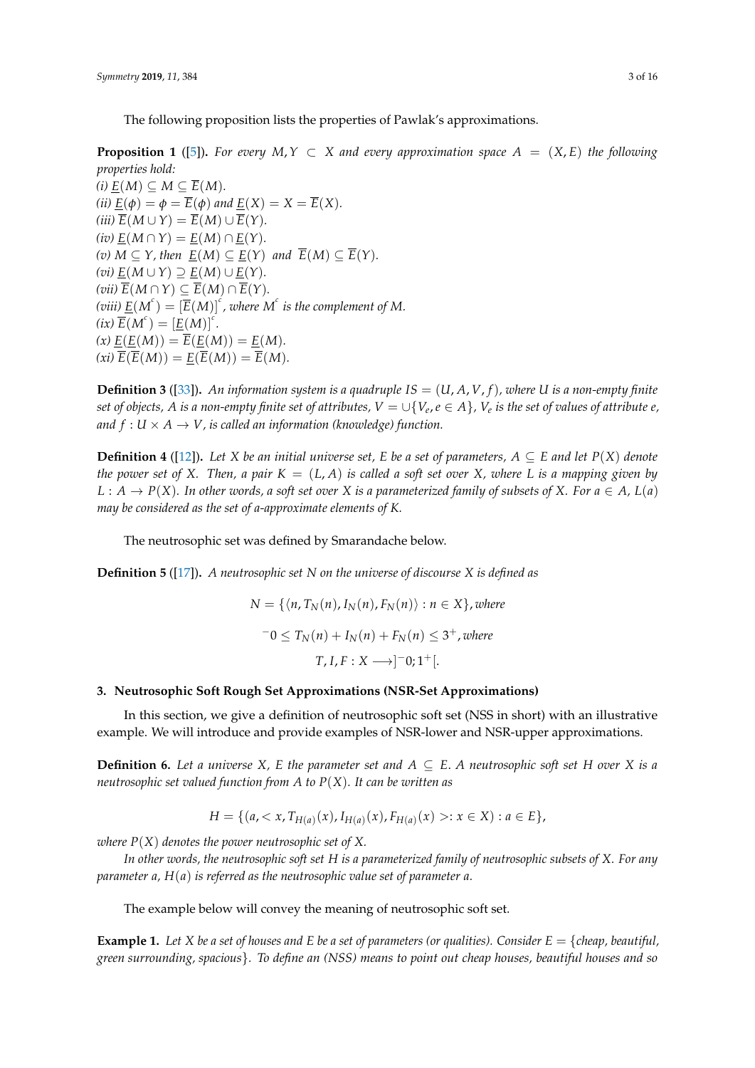The following proposition lists the properties of Pawlak's approximations.

**Proposition 1** ([5]). *For every $M, Y \subset X$ and every approximation space $A = (X, E)$ the following properties hold:*
*(i)* $\underline{E}(M) \subseteq M \subseteq \overline{E}(M)$.
*(ii)* $\underline{E}(\phi) = \phi = \overline{E}(\phi)$ *and* $\underline{E}(X) = X = \overline{E}(X)$.
*(iii)* $\overline{E}(M \cup Y) = \overline{E}(M) \cup \overline{E}(Y)$.
*(iv)* $\underline{E}(M \cap Y) = \underline{E}(M) \cap \underline{E}(Y)$.
*(v)* $M \subseteq Y$, *then* $\underline{E}(M) \subseteq \underline{E}(Y)$ *and* $\overline{E}(M) \subseteq \overline{E}(Y)$.
*(vi)* $\underline{E}(M \cup Y) \supseteq \underline{E}(M) \cup \underline{E}(Y)$.
*(vii)* $\overline{E}(M \cap Y) \subseteq \overline{E}(M) \cap \overline{E}(Y)$.
*(viii)* $\underline{E}(M^c) = [\overline{E}(M)]^c$, *where* $M^c$ *is the complement of* $M$.
*(ix)* $\overline{E}(M^c) = [\underline{E}(M)]^c$.
*(x)* $\underline{E}(\underline{E}(M)) = \overline{E}(\underline{E}(M)) = \underline{E}(M)$.
*(xi)* $\overline{E}(\overline{E}(M)) = \underline{E}(\overline{E}(M)) = \overline{E}(M)$.

**Definition 3** ([33]). *An information system is a quadruple $IS = (U, A, V, f)$, where $U$ is a non-empty finite set of objects, $A$ is a non-empty finite set of attributes, $V = \cup\{V_e, e \in A\}$, $V_e$ is the set of values of attribute $e$, and $f : U \times A \rightarrow V$, is called an information (knowledge) function.*

**Definition 4** ([12]). *Let $X$ be an initial universe set, $E$ be a set of parameters, $A \subseteq E$ and let $P(X)$ denote the power set of $X$. Then, a pair $K = (L, A)$ is called a soft set over $X$, where $L$ is a mapping given by $L : A \rightarrow P(X)$. In other words, a soft set over $X$ is a parameterized family of subsets of $X$. For $a \in A$, $L(a)$ may be considered as the set of $a$-approximate elements of $K$.*

The neutrosophic set was defined by Smarandache below.

**Definition 5** ([17]). *A neutrosophic set $N$ on the universe of discourse $X$ is defined as*

$$N = \{\langle n, T_N(n), I_N(n), F_N(n)\rangle : n \in X\}, \textit{where}$$

$$^{-}0 \leq T_N(n) + I_N(n) + F_N(n) \leq 3^{+}, \textit{where}$$

$$T, I, F : X \longrightarrow ]^{-}0; 1^{+}[.$$

## 3. Neutrosophic Soft Rough Set Approximations (NSR-Set Approximations)

In this section, we give a definition of neutrosophic soft set (NSS in short) with an illustrative example. We will introduce and provide examples of NSR-lower and NSR-upper approximations.

**Definition 6.** *Let a universe $X$, $E$ the parameter set and $A \subseteq E$. A neutrosophic soft set $H$ over $X$ is a neutrosophic set valued function from $A$ to $P(X)$. It can be written as*

$$H = \{(a, < x, T_{H(a)}(x), I_{H(a)}(x), F_{H(a)}(x) >: x \in X) : a \in E\},$$

*where $P(X)$ denotes the power neutrosophic set of $X$.*

*In other words, the neutrosophic soft set $H$ is a parameterized family of neutrosophic subsets of $X$. For any parameter $a$, $H(a)$ is referred as the neutrosophic value set of parameter $a$.*

The example below will convey the meaning of neutrosophic soft set.

**Example 1.** *Let $X$ be a set of houses and $E$ be a set of parameters (or qualities). Consider $E = \{$cheap, beautiful, green surrounding, spacious$\}$. To define an (NSS) means to point out cheap houses, beautiful houses and so*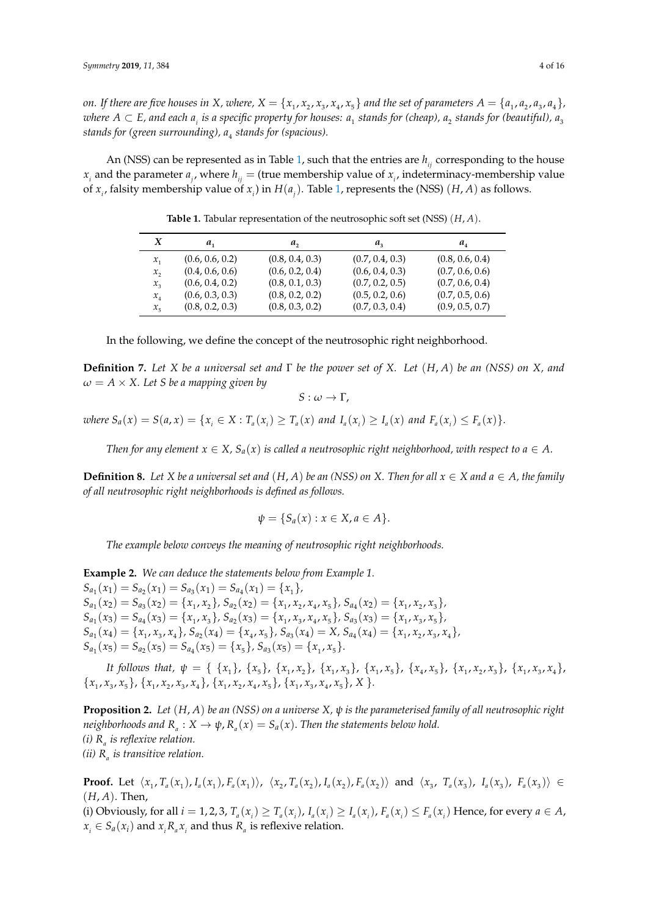*on. If there are five houses in X, where, $X = \{x_1, x_2, x_3, x_4, x_5\}$ and the set of parameters $A = \{a_1, a_2, a_3, a_4\}$, where $A \subset E$, and each $a_i$ is a specific property for houses: $a_1$ stands for (cheap), $a_2$ stands for (beautiful), $a_3$ stands for (green surrounding), $a_4$ stands for (spacious).*

An (NSS) can be represented as in Table 1, such that the entries are $h_{ij}$ corresponding to the house $x_i$ and the parameter $a_j$, where $h_{ij}$ = (true membership value of $x_i$, indeterminacy-membership value of $x_i$, falsity membership value of $x_i$) in $H(a_j)$. Table 1, represents the (NSS) $(H, A)$ as follows.

**Table 1.** Tabular representation of the neutrosophic soft set (NSS) $(H, A)$.

| $X$ | $a_1$ | $a_2$ | $a_3$ | $a_4$ |
|---|---|---|---|---|
| $x_1$ | (0.6, 0.6, 0.2) | (0.8, 0.4, 0.3) | (0.7, 0.4, 0.3) | (0.8, 0.6, 0.4) |
| $x_2$ | (0.4, 0.6, 0.6) | (0.6, 0.2, 0.4) | (0.6, 0.4, 0.3) | (0.7, 0.6, 0.6) |
| $x_3$ | (0.6, 0.4, 0.2) | (0.8, 0.1, 0.3) | (0.7, 0.2, 0.5) | (0.7, 0.6, 0.4) |
| $x_4$ | (0.6, 0.3, 0.3) | (0.8, 0.2, 0.2) | (0.5, 0.2, 0.6) | (0.7, 0.5, 0.6) |
| $x_5$ | (0.8, 0.2, 0.3) | (0.8, 0.3, 0.2) | (0.7, 0.3, 0.4) | (0.9, 0.5, 0.7) |

In the following, we define the concept of the neutrosophic right neighborhood.

**Definition 7.** *Let $X$ be a universal set and $\Gamma$ be the power set of $X$. Let $(H, A)$ be an (NSS) on $X$, and $\omega = A \times X$. Let $S$ be a mapping given by*

$$S : \omega \to \Gamma,$$

*where $S_a(x) = S(a, x) = \{x_i \in X : T_a(x_i) \geq T_a(x) \text{ and } I_a(x_i) \geq I_a(x) \text{ and } F_a(x_i) \leq F_a(x)\}$.*

*Then for any element $x \in X$, $S_a(x)$ is called a neutrosophic right neighborhood, with respect to $a \in A$.*

**Definition 8.** *Let $X$ be a universal set and $(H, A)$ be an (NSS) on $X$. Then for all $x \in X$ and $a \in A$, the family of all neutrosophic right neighborhoods is defined as follows.*

$$\psi = \{S_a(x) : x \in X, a \in A\}.$$

*The example below conveys the meaning of neutrosophic right neighborhoods.*

**Example 2.** *We can deduce the statements below from Example 1.*
$S_{a_1}(x_1) = S_{a_2}(x_1) = S_{a_3}(x_1) = S_{a_4}(x_1) = \{x_1\}$,
$S_{a_1}(x_2) = S_{a_3}(x_2) = \{x_1, x_2\}$, $S_{a_2}(x_2) = \{x_1, x_2, x_4, x_5\}$, $S_{a_4}(x_2) = \{x_1, x_2, x_3\}$,
$S_{a_1}(x_3) = S_{a_4}(x_3) = \{x_1, x_3\}$, $S_{a_2}(x_3) = \{x_1, x_3, x_4, x_5\}$, $S_{a_3}(x_3) = \{x_1, x_3, x_5\}$,
$S_{a_1}(x_4) = \{x_1, x_3, x_4\}$, $S_{a_2}(x_4) = \{x_4, x_5\}$, $S_{a_3}(x_4) = X$, $S_{a_4}(x_4) = \{x_1, x_2, x_3, x_4\}$,
$S_{a_1}(x_5) = S_{a_2}(x_5) = S_{a_4}(x_5) = \{x_5\}$, $S_{a_3}(x_5) = \{x_1, x_5\}$.

*It follows that, $\psi = \{ \{x_1\}, \{x_5\}, \{x_1, x_2\}, \{x_1, x_3\}, \{x_1, x_5\}, \{x_4, x_5\}, \{x_1, x_2, x_3\}, \{x_1, x_3, x_4\}, \{x_1, x_3, x_5\}, \{x_1, x_2, x_3, x_4\}, \{x_1, x_2, x_4, x_5\}, \{x_1, x_3, x_4, x_5\}, X \}$.*

**Proposition 2.** *Let $(H, A)$ be an (NSS) on a universe $X$, $\psi$ is the parameterised family of all neutrosophic right neighborhoods and $R_a : X \to \psi, R_a(x) = S_a(x)$. Then the statements below hold.*
*(i) $R_a$ is reflexive relation.*
*(ii) $R_a$ is transitive relation.*

**Proof.** Let $\langle x_1, T_a(x_1), I_a(x_1), F_a(x_1) \rangle$, $\langle x_2, T_a(x_2), I_a(x_2), F_a(x_2) \rangle$ and $\langle x_3, T_a(x_3), I_a(x_3), F_a(x_3) \rangle \in (H, A)$. Then,
(i) Obviously, for all $i = 1, 2, 3$, $T_a(x_i) \geq T_a(x_i)$, $I_a(x_i) \geq I_a(x_i)$, $F_a(x_i) \leq F_a(x_i)$ Hence, for every $a \in A$, $x_i \in S_a(x_i)$ and $x_i R_a x_i$ and thus $R_a$ is reflexive relation.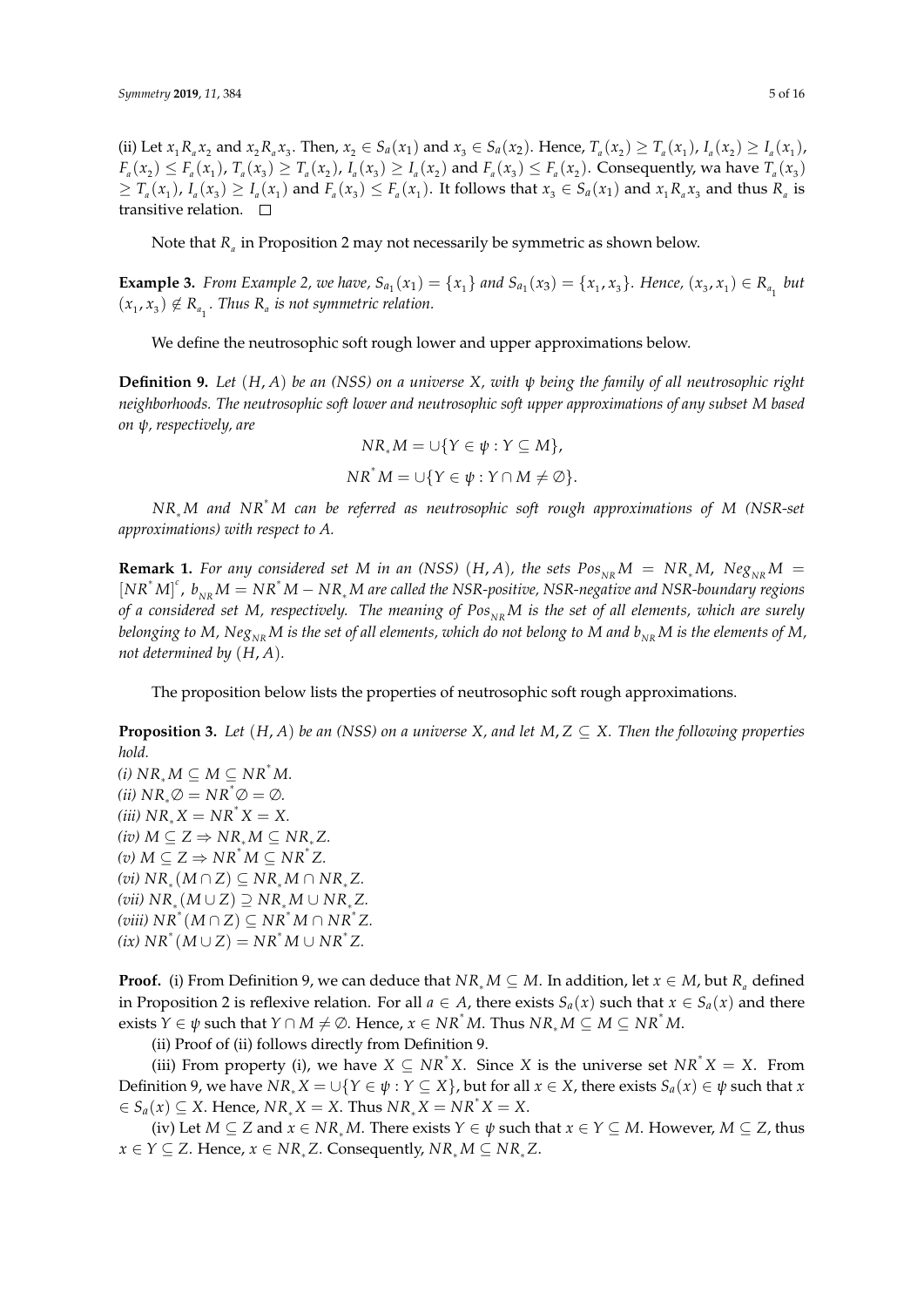(ii) Let $x_1 R_a x_2$ and $x_2 R_a x_3$. Then, $x_2 \in S_a(x_1)$ and $x_3 \in S_a(x_2)$. Hence, $T_a(x_2) \geq T_a(x_1)$, $I_a(x_2) \geq I_a(x_1)$, $F_a(x_2) \leq F_a(x_1)$, $T_a(x_3) \geq T_a(x_2)$, $I_a(x_3) \geq I_a(x_2)$ and $F_a(x_3) \leq F_a(x_2)$. Consequently, wa have $T_a(x_3) \geq T_a(x_1)$, $I_a(x_3) \geq I_a(x_1)$ and $F_a(x_3) \leq F_a(x_1)$. It follows that $x_3 \in S_a(x_1)$ and $x_1 R_a x_3$ and thus $R_a$ is transitive relation. □

Note that $R_a$ in Proposition 2 may not necessarily be symmetric as shown below.

**Example 3.** *From Example 2, we have, $S_{a_1}(x_1) = \{x_1\}$ and $S_{a_1}(x_3) = \{x_1, x_3\}$. Hence, $(x_3, x_1) \in R_{a_1}$ but $(x_1, x_3) \notin R_{a_1}$. Thus $R_a$ is not symmetric relation.*

We define the neutrosophic soft rough lower and upper approximations below.

**Definition 9.** *Let $(H, A)$ be an (NSS) on a universe $X$, with $\psi$ being the family of all neutrosophic right neighborhoods. The neutrosophic soft lower and neutrosophic soft upper approximations of any subset $M$ based on $\psi$, respectively, are*

$$NR_* M = \cup\{Y \in \psi : Y \subseteq M\},$$

$$NR^* M = \cup\{Y \in \psi : Y \cap M \neq \emptyset\}.$$

*$NR_* M$ and $NR^* M$ can be referred as neutrosophic soft rough approximations of $M$ (NSR-set approximations) with respect to $A$.*

**Remark 1.** *For any considered set $M$ in an (NSS) $(H, A)$, the sets $Pos_{NR} M = NR_* M$, $Neg_{NR} M = [NR^* M]^c$, $b_{NR} M = NR^* M - NR_* M$ are called the NSR-positive, NSR-negative and NSR-boundary regions of a considered set $M$, respectively. The meaning of $Pos_{NR} M$ is the set of all elements, which are surely belonging to $M$, $Neg_{NR} M$ is the set of all elements, which do not belong to $M$ and $b_{NR} M$ is the elements of $M$, not determined by $(H, A)$.*

The proposition below lists the properties of neutrosophic soft rough approximations.

**Proposition 3.** *Let $(H, A)$ be an (NSS) on a universe $X$, and let $M, Z \subseteq X$. Then the following properties hold.*
*(i) $NR_* M \subseteq M \subseteq NR^* M$.*
*(ii) $NR_* \emptyset = NR^* \emptyset = \emptyset$.*
*(iii) $NR_* X = NR^* X = X$.*
*(iv) $M \subseteq Z \Rightarrow NR_* M \subseteq NR_* Z$.*
*(v) $M \subseteq Z \Rightarrow NR^* M \subseteq NR^* Z$.*
*(vi) $NR_*(M \cap Z) \subseteq NR_* M \cap NR_* Z$.*
*(vii) $NR_*(M \cup Z) \supseteq NR_* M \cup NR_* Z$.*
*(viii) $NR^*(M \cap Z) \subseteq NR^* M \cap NR^* Z$.*
*(ix) $NR^*(M \cup Z) = NR^* M \cup NR^* Z$.*

**Proof.** (i) From Definition 9, we can deduce that $NR_* M \subseteq M$. In addition, let $x \in M$, but $R_a$ defined in Proposition 2 is reflexive relation. For all $a \in A$, there exists $S_a(x)$ such that $x \in S_a(x)$ and there exists $Y \in \psi$ such that $Y \cap M \neq \emptyset$. Hence, $x \in NR^* M$. Thus $NR_* M \subseteq M \subseteq NR^* M$.

(ii) Proof of (ii) follows directly from Definition 9.

(iii) From property (i), we have $X \subseteq NR^* X$. Since $X$ is the universe set $NR^* X = X$. From Definition 9, we have $NR_* X = \cup\{Y \in \psi : Y \subseteq X\}$, but for all $x \in X$, there exists $S_a(x) \in \psi$ such that $x \in S_a(x) \subseteq X$. Hence, $NR_* X = X$. Thus $NR_* X = NR^* X = X$.

(iv) Let $M \subseteq Z$ and $x \in NR_* M$. There exists $Y \in \psi$ such that $x \in Y \subseteq M$. However, $M \subseteq Z$, thus $x \in Y \subseteq Z$. Hence, $x \in NR_* Z$. Consequently, $NR_* M \subseteq NR_* Z$.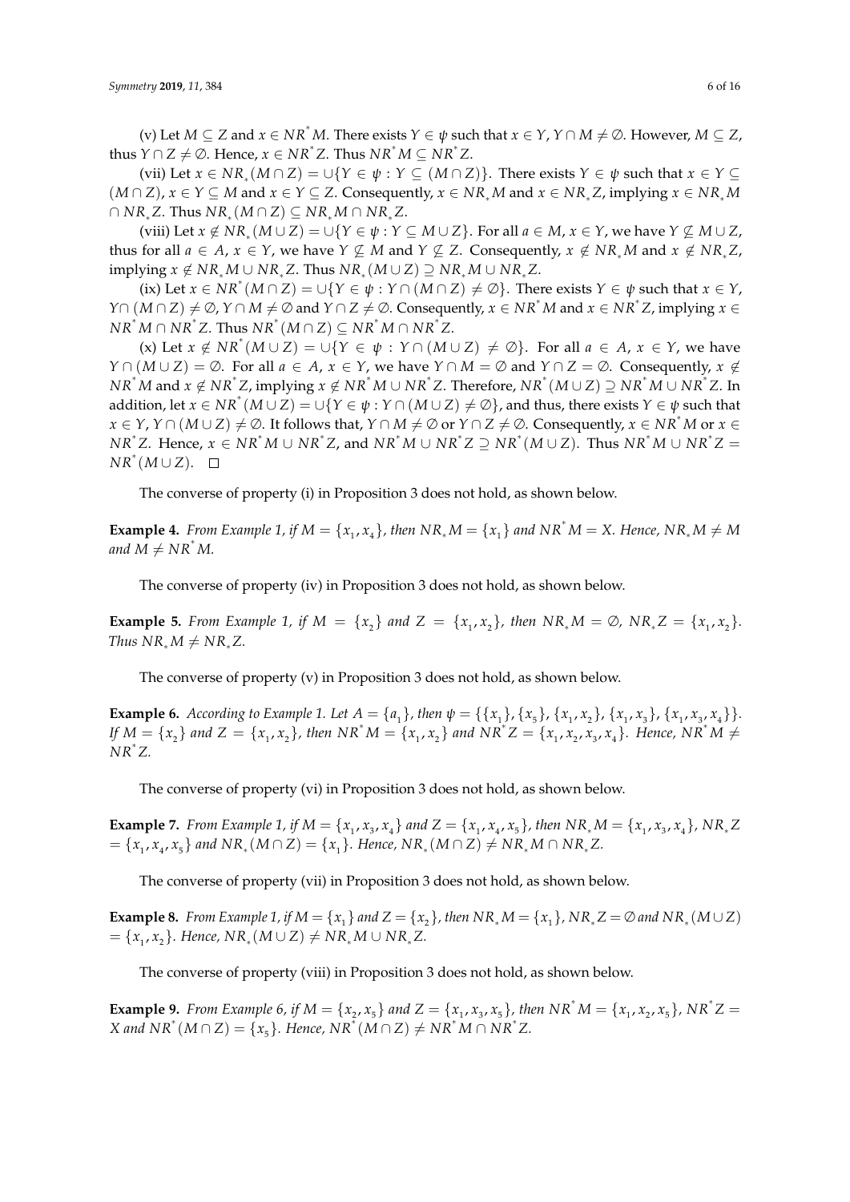(v) Let $M \subseteq Z$ and $x \in NR^* M$. There exists $Y \in \psi$ such that $x \in Y$, $Y \cap M \neq \emptyset$. However, $M \subseteq Z$, thus $Y \cap Z \neq \emptyset$. Hence, $x \in NR^* Z$. Thus $NR^* M \subseteq NR^* Z$.

(vii) Let $x \in NR_*(M \cap Z) = \cup\{Y \in \psi : Y \subseteq (M \cap Z)\}$. There exists $Y \in \psi$ such that $x \in Y \subseteq (M \cap Z)$, $x \in Y \subseteq M$ and $x \in Y \subseteq Z$. Consequently, $x \in NR_* M$ and $x \in NR_* Z$, implying $x \in NR_* M \cap NR_* Z$. Thus $NR_*(M \cap Z) \subseteq NR_* M \cap NR_* Z$.

(viii) Let $x \notin NR_*(M \cup Z) = \cup\{Y \in \psi : Y \subseteq M \cup Z\}$. For all $a \in M$, $x \in Y$, we have $Y \not\subseteq M \cup Z$, thus for all $a \in A$, $x \in Y$, we have $Y \not\subseteq M$ and $Y \not\subseteq Z$. Consequently, $x \notin NR_* M$ and $x \notin NR_* Z$, implying $x \notin NR_* M \cup NR_* Z$. Thus $NR_*(M \cup Z) \supseteq NR_* M \cup NR_* Z$.

(ix) Let $x \in NR^*(M \cap Z) = \cup\{Y \in \psi : Y \cap (M \cap Z) \neq \emptyset\}$. There exists $Y \in \psi$ such that $x \in Y$, $Y \cap (M \cap Z) \neq \emptyset$, $Y \cap M \neq \emptyset$ and $Y \cap Z \neq \emptyset$. Consequently, $x \in NR^* M$ and $x \in NR^* Z$, implying $x \in NR^* M \cap NR^* Z$. Thus $NR^*(M \cap Z) \subseteq NR^* M \cap NR^* Z$.

(x) Let $x \notin NR^*(M \cup Z) = \cup\{Y \in \psi : Y \cap (M \cup Z) \neq \emptyset\}$. For all $a \in A$, $x \in Y$, we have $Y \cap (M \cup Z) = \emptyset$. For all $a \in A$, $x \in Y$, we have $Y \cap M = \emptyset$ and $Y \cap Z = \emptyset$. Consequently, $x \notin NR^* M$ and $x \notin NR^* Z$, implying $x \notin NR^* M \cup NR^* Z$. Therefore, $NR^*(M \cup Z) \supseteq NR^* M \cup NR^* Z$. In addition, let $x \in NR^*(M \cup Z) = \cup\{Y \in \psi : Y \cap (M \cup Z) \neq \emptyset\}$, and thus, there exists $Y \in \psi$ such that $x \in Y$, $Y \cap (M \cup Z) \neq \emptyset$. It follows that, $Y \cap M \neq \emptyset$ or $Y \cap Z \neq \emptyset$. Consequently, $x \in NR^* M$ or $x \in NR^* Z$. Hence, $x \in NR^* M \cup NR^* Z$, and $NR^* M \cup NR^* Z \supseteq NR^*(M \cup Z)$. Thus $NR^* M \cup NR^* Z = NR^*(M \cup Z)$. □

The converse of property (i) in Proposition 3 does not hold, as shown below.

**Example 4.** *From Example 1, if $M = \{x_1, x_4\}$, then $NR_* M = \{x_1\}$ and $NR^* M = X$. Hence, $NR_* M \neq M$ and $M \neq NR^* M$.*

The converse of property (iv) in Proposition 3 does not hold, as shown below.

**Example 5.** *From Example 1, if $M = \{x_2\}$ and $Z = \{x_1, x_2\}$, then $NR_* M = \emptyset$, $NR_* Z = \{x_1, x_2\}$. Thus $NR_* M \neq NR_* Z$.*

The converse of property (v) in Proposition 3 does not hold, as shown below.

**Example 6.** *According to Example 1. Let $A = \{a_1\}$, then $\psi = \{\{x_1\}, \{x_5\}, \{x_1, x_2\}, \{x_1, x_3\}, \{x_1, x_3, x_4\}\}$. If $M = \{x_2\}$ and $Z = \{x_1, x_2\}$, then $NR^* M = \{x_1, x_2\}$ and $NR^* Z = \{x_1, x_2, x_3, x_4\}$. Hence, $NR^* M \neq NR^* Z$.*

The converse of property (vi) in Proposition 3 does not hold, as shown below.

**Example 7.** *From Example 1, if $M = \{x_1, x_3, x_4\}$ and $Z = \{x_1, x_4, x_5\}$, then $NR_* M = \{x_1, x_3, x_4\}$, $NR_* Z = \{x_1, x_4, x_5\}$ and $NR_*(M \cap Z) = \{x_1\}$. Hence, $NR_*(M \cap Z) \neq NR_* M \cap NR_* Z$.*

The converse of property (vii) in Proposition 3 does not hold, as shown below.

**Example 8.** *From Example 1, if $M = \{x_1\}$ and $Z = \{x_2\}$, then $NR_* M = \{x_1\}$, $NR_* Z = \emptyset$ and $NR_*(M \cup Z) = \{x_1, x_2\}$. Hence, $NR_*(M \cup Z) \neq NR_* M \cup NR_* Z$.*

The converse of property (viii) in Proposition 3 does not hold, as shown below.

**Example 9.** *From Example 6, if $M = \{x_2, x_5\}$ and $Z = \{x_1, x_3, x_5\}$, then $NR^* M = \{x_1, x_2, x_5\}$, $NR^* Z = X$ and $NR^*(M \cap Z) = \{x_5\}$. Hence, $NR^*(M \cap Z) \neq NR^* M \cap NR^* Z$.*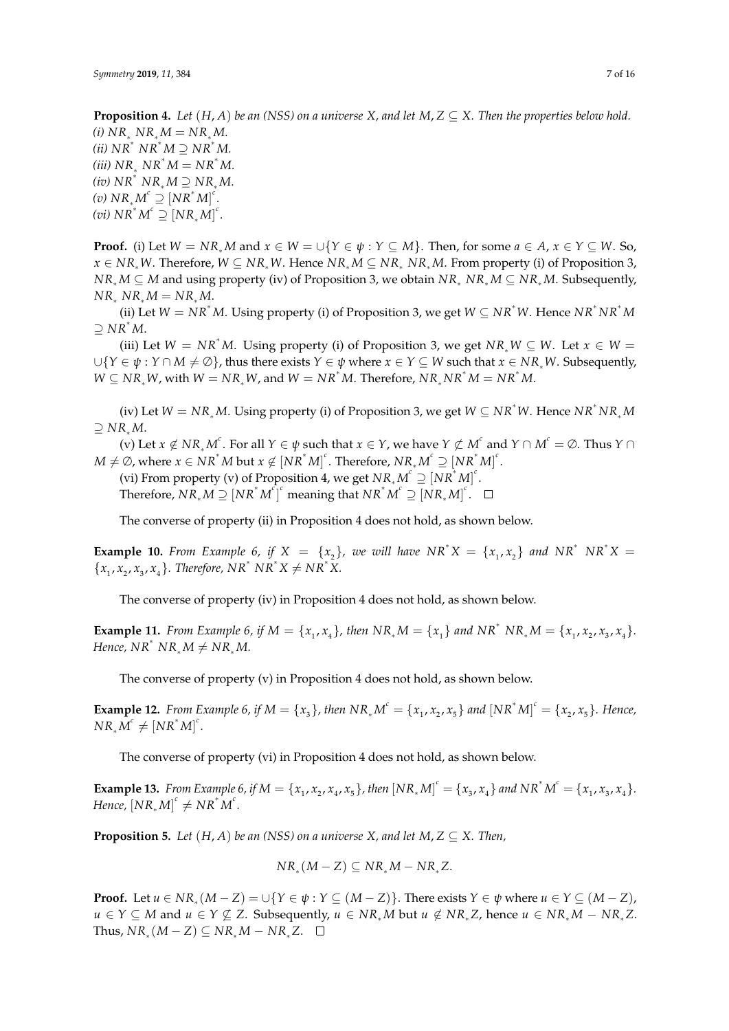**Proposition 4.** *Let $(H, A)$ be an (NSS) on a universe $X$, and let $M, Z \subseteq X$. Then the properties below hold.*
*(i) $NR_* \; NR_* M = NR_* M$.*
*(ii) $NR^* \; NR^* M \supseteq NR^* M$.*
*(iii) $NR_* \; NR^* M = NR^* M$.*
*(iv) $NR^* \; NR_* M \supseteq NR_* M$.*
*(v) $NR_* M^c \supseteq [NR^* M]^c$.*
*(vi) $NR^* M^c \supseteq [NR_* M]^c$.*

**Proof.** (i) Let $W = NR_* M$ and $x \in W = \cup\{Y \in \psi : Y \subseteq M\}$. Then, for some $a \in A$, $x \in Y \subseteq W$. So, $x \in NR_* W$. Therefore, $W \subseteq NR_* W$. Hence $NR_* M \subseteq NR_* \; NR_* M$. From property (i) of Proposition 3, $NR_* M \subseteq M$ and using property (iv) of Proposition 3, we obtain $NR_* \; NR_* M \subseteq NR_* M$. Subsequently, $NR_* \; NR_* M = NR_* M$.

(ii) Let $W = NR^* M$. Using property (i) of Proposition 3, we get $W \subseteq NR^* W$. Hence $NR^* NR^* M \supseteq NR^* M$.

(iii) Let $W = NR^* M$. Using property (i) of Proposition 3, we get $NR_* W \subseteq W$. Let $x \in W = \cup\{Y \in \psi : Y \cap M \neq \emptyset\}$, thus there exists $Y \in \psi$ where $x \in Y \subseteq W$ such that $x \in NR_* W$. Subsequently, $W \subseteq NR_* W$, with $W = NR_* W$, and $W = NR^* M$. Therefore, $NR_* NR^* M = NR^* M$.

(iv) Let $W = NR_* M$. Using property (i) of Proposition 3, we get $W \subseteq NR^* W$. Hence $NR^* NR_* M \supseteq NR_* M$.

(v) Let $x \notin NR_* M^c$. For all $Y \in \psi$ such that $x \in Y$, we have $Y \not\subset M^c$ and $Y \cap M^c = \emptyset$. Thus $Y \cap M \neq \emptyset$, where $x \in NR^* M$ but $x \notin [NR^* M]^c$. Therefore, $NR_* M^c \supseteq [NR^* M]^c$.

(vi) From property (v) of Proposition 4, we get $NR_* M^c \supseteq [NR^* M]^c$.
Therefore, $NR_* M \supseteq [NR^* M^c]^c$ meaning that $NR^* M^c \supseteq [NR_* M]^c$. □

The converse of property (ii) in Proposition 4 does not hold, as shown below.

**Example 10.** *From Example 6, if $X = \{x_2\}$, we will have $NR^* X = \{x_1, x_2\}$ and $NR^* \; NR^* X = \{x_1, x_2, x_3, x_4\}$. Therefore, $NR^* \; NR^* X \neq NR^* X$.*

The converse of property (iv) in Proposition 4 does not hold, as shown below.

**Example 11.** *From Example 6, if $M = \{x_1, x_4\}$, then $NR_* M = \{x_1\}$ and $NR^* \; NR_* M = \{x_1, x_2, x_3, x_4\}$. Hence, $NR^* \; NR_* M \neq NR_* M$.*

The converse of property (v) in Proposition 4 does not hold, as shown below.

**Example 12.** *From Example 6, if $M = \{x_3\}$, then $NR_* M^c = \{x_1, x_2, x_5\}$ and $[NR^* M]^c = \{x_2, x_5\}$. Hence, $NR_* M^c \neq [NR^* M]^c$.*

The converse of property (vi) in Proposition 4 does not hold, as shown below.

**Example 13.** *From Example 6, if $M = \{x_1, x_2, x_4, x_5\}$, then $[NR_* M]^c = \{x_3, x_4\}$ and $NR^* M^c = \{x_1, x_3, x_4\}$. Hence, $[NR_* M]^c \neq NR^* M^c$.*

**Proposition 5.** *Let $(H, A)$ be an (NSS) on a universe $X$, and let $M, Z \subseteq X$. Then,*

$$NR_*(M - Z) \subseteq NR_* M - NR_* Z.$$

**Proof.** Let $u \in NR_*(M - Z) = \cup\{Y \in \psi : Y \subseteq (M - Z)\}$. There exists $Y \in \psi$ where $u \in Y \subseteq (M - Z)$, $u \in Y \subseteq M$ and $u \in Y \not\subseteq Z$. Subsequently, $u \in NR_* M$ but $u \notin NR_* Z$, hence $u \in NR_* M - NR_* Z$. Thus, $NR_*(M - Z) \subseteq NR_* M - NR_* Z$. □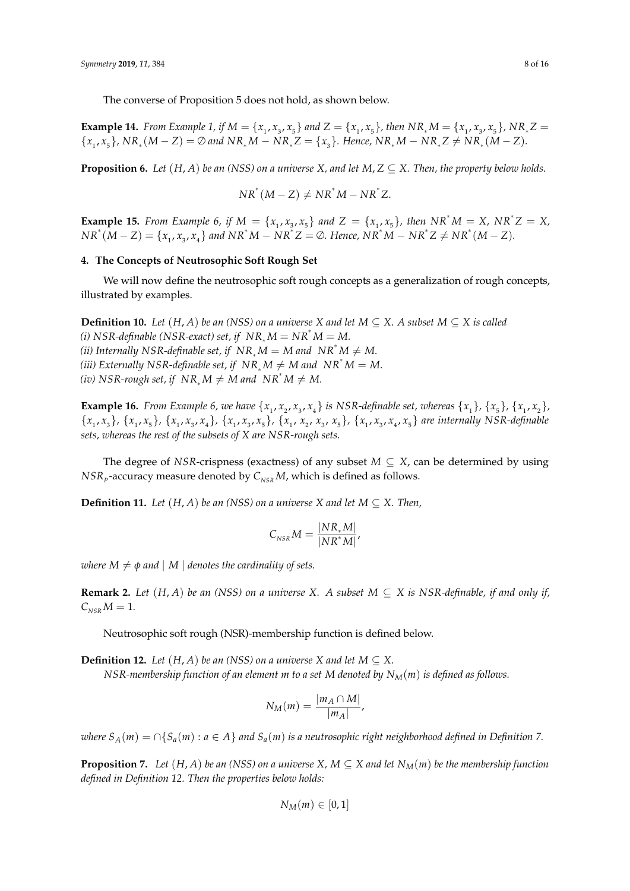The converse of Proposition 5 does not hold, as shown below.

**Example 14.** *From Example 1, if $M = \{x_1, x_3, x_5\}$ and $Z = \{x_1, x_5\}$, then $NR_* M = \{x_1, x_3, x_5\}$, $NR_* Z = \{x_1, x_5\}$, $NR_*(M - Z) = \emptyset$ and $NR_* M - NR_* Z = \{x_3\}$. Hence, $NR_* M - NR_* Z \neq NR_*(M - Z)$.*

**Proposition 6.** *Let $(H, A)$ be an (NSS) on a universe $X$, and let $M, Z \subseteq X$. Then, the property below holds.*

$$NR^*(M - Z) \neq NR^* M - NR^* Z.$$

**Example 15.** *From Example 6, if $M = \{x_1, x_3, x_5\}$ and $Z = \{x_1, x_5\}$, then $NR^* M = X$, $NR^* Z = X$, $NR^*(M - Z) = \{x_1, x_3, x_4\}$ and $NR^* M - NR^* Z = \emptyset$. Hence, $NR^* M - NR^* Z \neq NR^*(M - Z)$.*

## 4. The Concepts of Neutrosophic Soft Rough Set

We will now define the neutrosophic soft rough concepts as a generalization of rough concepts, illustrated by examples.

**Definition 10.** *Let $(H, A)$ be an (NSS) on a universe $X$ and let $M \subseteq X$. A subset $M \subseteq X$ is called*
*(i) NSR-definable (NSR-exact) set, if $NR_* M = NR^* M = M$.*
*(ii) Internally NSR-definable set, if $NR_* M = M$ and $NR^* M \neq M$.*
*(iii) Externally NSR-definable set, if $NR_* M \neq M$ and $NR^* M = M$.*
*(iv) NSR-rough set, if $NR_* M \neq M$ and $NR^* M \neq M$.*

**Example 16.** *From Example 6, we have $\{x_1, x_2, x_3, x_4\}$ is NSR-definable set, whereas $\{x_1\}$, $\{x_5\}$, $\{x_1, x_2\}$, $\{x_1, x_3\}$, $\{x_1, x_5\}$, $\{x_1, x_3, x_4\}$, $\{x_1, x_3, x_5\}$, $\{x_1, x_2, x_3, x_5\}$, $\{x_1, x_3, x_4, x_5\}$ are internally NSR-definable sets, whereas the rest of the subsets of $X$ are NSR-rough sets.*

The degree of $NSR$-crispness (exactness) of any subset $M \subseteq X$, can be determined by using $NSR_p$-accuracy measure denoted by $C_{NSR} M$, which is defined as follows.

**Definition 11.** *Let $(H, A)$ be an (NSS) on a universe $X$ and let $M \subseteq X$. Then,*

$$C_{NSR} M = \frac{|NR_* M|}{|NR^* M|},$$

*where $M \neq \phi$ and $\mid M \mid$ denotes the cardinality of sets.*

**Remark 2.** *Let $(H, A)$ be an (NSS) on a universe $X$. A subset $M \subseteq X$ is NSR-definable, if and only if, $C_{NSR} M = 1$.*

Neutrosophic soft rough (NSR)-membership function is defined below.

**Definition 12.** *Let $(H, A)$ be an (NSS) on a universe $X$ and let $M \subseteq X$.*
*NSR-membership function of an element $m$ to a set $M$ denoted by $N_M(m)$ is defined as follows.*

$$N_M(m) = \frac{|m_A \cap M|}{|m_A|},$$

*where $S_A(m) = \cap\{S_a(m) : a \in A\}$ and $S_a(m)$ is a neutrosophic right neighborhood defined in Definition 7.*

**Proposition 7.** *Let $(H, A)$ be an (NSS) on a universe $X$, $M \subseteq X$ and let $N_M(m)$ be the membership function defined in Definition 12. Then the properties below holds:*

$$N_M(m) \in [0, 1]$$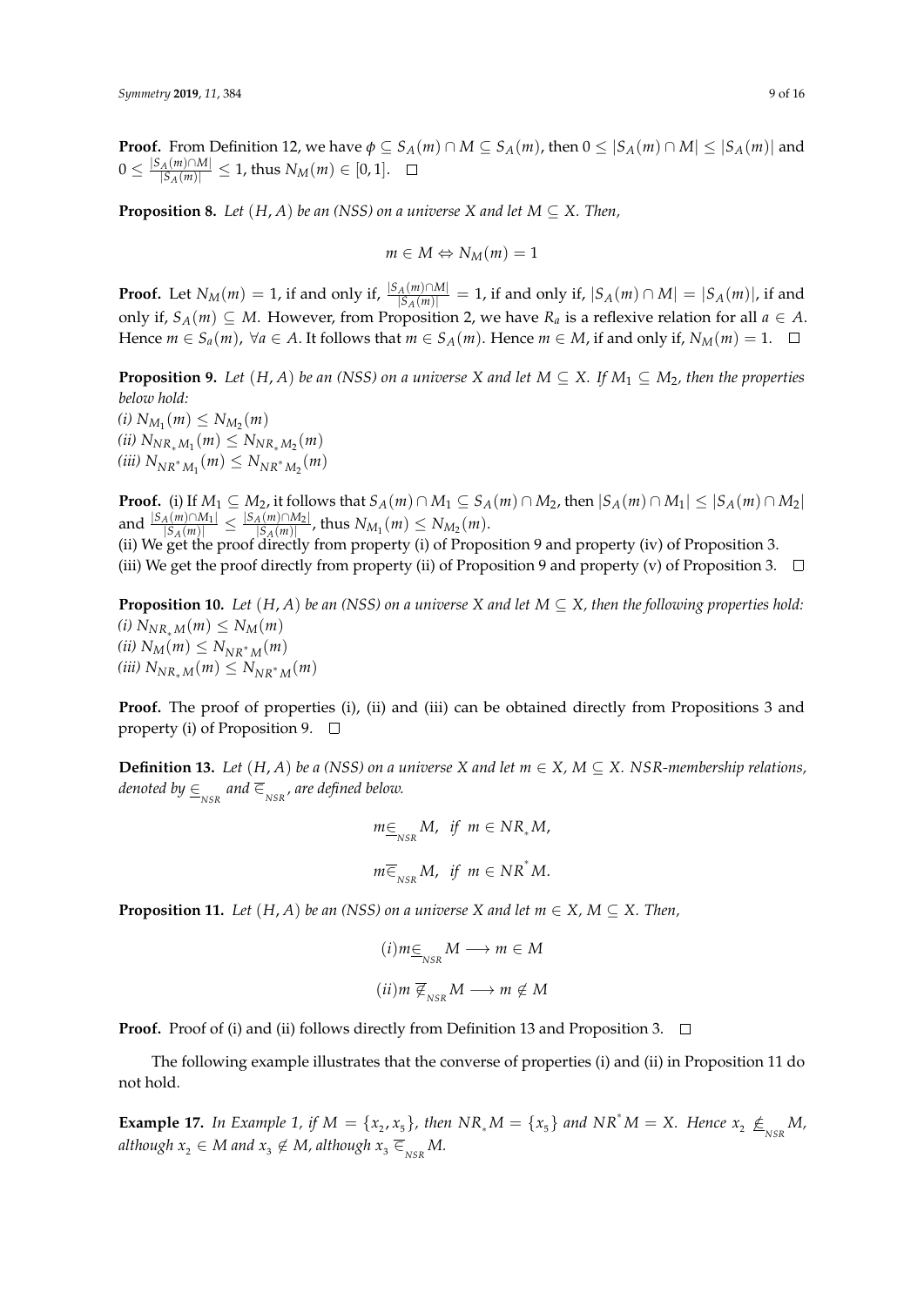**Proof.** From Definition 12, we have $\phi \subseteq S_A(m) \cap M \subseteq S_A(m)$, then $0 \leq |S_A(m) \cap M| \leq |S_A(m)|$ and $0 \leq \frac{|S_A(m) \cap M|}{|S_A(m)|} \leq 1$, thus $N_M(m) \in [0, 1]$. □

**Proposition 8.** *Let $(H, A)$ be an (NSS) on a universe $X$ and let $M \subseteq X$. Then,*

$$m \in M \Leftrightarrow N_M(m) = 1$$

**Proof.** Let $N_M(m) = 1$, if and only if, $\frac{|S_A(m) \cap M|}{|S_A(m)|} = 1$, if and only if, $|S_A(m) \cap M| = |S_A(m)|$, if and only if, $S_A(m) \subseteq M$. However, from Proposition 2, we have $R_a$ is a reflexive relation for all $a \in A$. Hence $m \in S_a(m)$, $\forall a \in A$. It follows that $m \in S_A(m)$. Hence $m \in M$, if and only if, $N_M(m) = 1$. □

**Proposition 9.** *Let $(H, A)$ be an (NSS) on a universe $X$ and let $M \subseteq X$. If $M_1 \subseteq M_2$, then the properties below hold:*
*(i) $N_{M_1}(m) \leq N_{M_2}(m)$*
*(ii) $N_{NR_* M_1}(m) \leq N_{NR_* M_2}(m)$*
*(iii) $N_{NR^* M_1}(m) \leq N_{NR^* M_2}(m)$*

**Proof.** (i) If $M_1 \subseteq M_2$, it follows that $S_A(m) \cap M_1 \subseteq S_A(m) \cap M_2$, then $|S_A(m) \cap M_1| \leq |S_A(m) \cap M_2|$ and $\frac{|S_A(m) \cap M_1|}{|S_A(m)|} \leq \frac{|S_A(m) \cap M_2|}{|S_A(m)|}$, thus $N_{M_1}(m) \leq N_{M_2}(m)$.
(ii) We get the proof directly from property (i) of Proposition 9 and property (iv) of Proposition 3.
(iii) We get the proof directly from property (ii) of Proposition 9 and property (v) of Proposition 3. □

**Proposition 10.** *Let $(H, A)$ be an (NSS) on a universe $X$ and let $M \subseteq X$, then the following properties hold:*
*(i) $N_{NR_* M}(m) \leq N_M(m)$*
*(ii) $N_M(m) \leq N_{NR^* M}(m)$*
*(iii) $N_{NR_* M}(m) \leq N_{NR^* M}(m)$*

**Proof.** The proof of properties (i), (ii) and (iii) can be obtained directly from Propositions 3 and property (i) of Proposition 9. □

**Definition 13.** *Let $(H, A)$ be a (NSS) on a universe $X$ and let $m \in X$, $M \subseteq X$. NSR-membership relations, denoted by $\underline{\in}_{NSR}$ and $\overline{\in}_{NSR}$, are defined below.*

$$m \underline{\in}_{NSR} M, \text{ if } m \in NR_* M,$$

$$m \overline{\in}_{NSR} M, \text{ if } m \in NR^* M.$$

**Proposition 11.** *Let $(H, A)$ be an (NSS) on a universe $X$ and let $m \in X$, $M \subseteq X$. Then,*

$$(i) m \underline{\in}_{NSR} M \longrightarrow m \in M$$

$$(ii) m \; \overline{\notin}_{NSR} M \longrightarrow m \notin M$$

**Proof.** Proof of (i) and (ii) follows directly from Definition 13 and Proposition 3. □

The following example illustrates that the converse of properties (i) and (ii) in Proposition 11 do not hold.

**Example 17.** *In Example 1, if $M = \{x_2, x_5\}$, then $NR_* M = \{x_5\}$ and $NR^* M = X$. Hence $x_2 \; \underline{\notin}_{NSR} M$, although $x_2 \in M$ and $x_3 \notin M$, although $x_3 \; \overline{\in}_{NSR} M$.*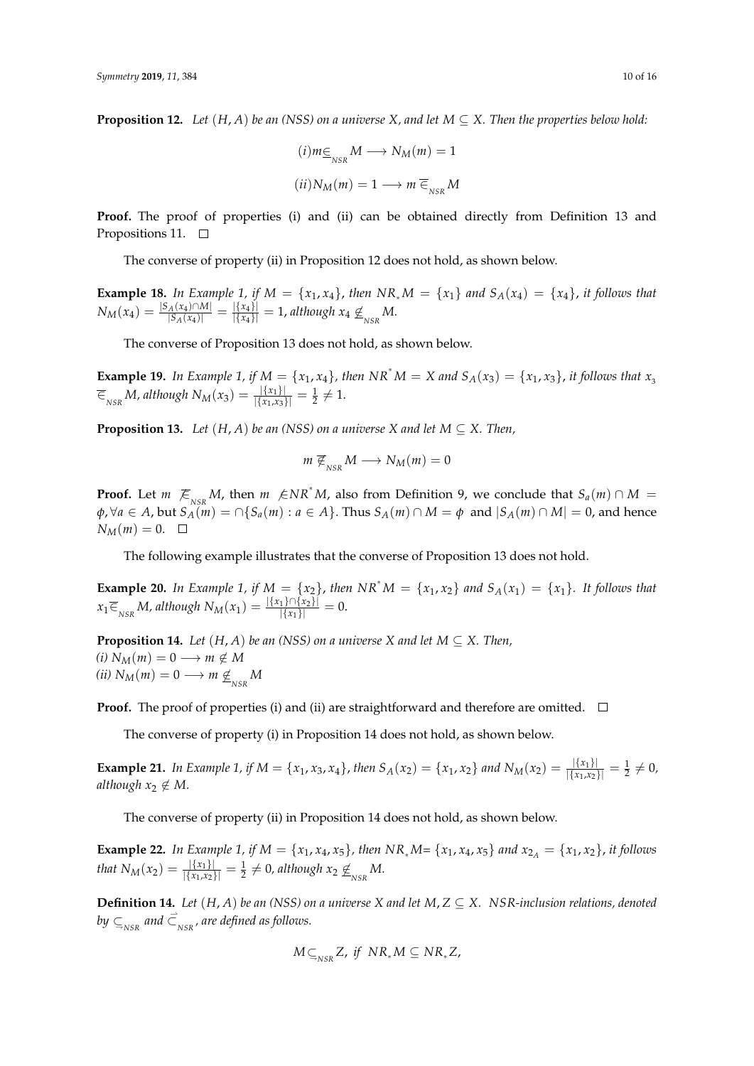**Proposition 12.** *Let $(H, A)$ be an (NSS) on a universe $X$, and let $M \subseteq X$. Then the properties below hold:*

$$(i) m \underline{\in}_{NSR} M \longrightarrow N_M(m) = 1$$

$$(ii) N_M(m) = 1 \longrightarrow m \overline{\in}_{NSR} M$$

**Proof.** The proof of properties (i) and (ii) can be obtained directly from Definition 13 and Propositions 11. □

The converse of property (ii) in Proposition 12 does not hold, as shown below.

**Example 18.** *In Example 1, if $M = \{x_1, x_4\}$, then $NR_* M = \{x_1\}$ and $S_A(x_4) = \{x_4\}$, it follows that $N_M(x_4) = \frac{|S_A(x_4) \cap M|}{|S_A(x_4)|} = \frac{|\{x_4\}|}{|\{x_4\}|} = 1$, although $x_4 \underline{\notin}_{NSR} M$.*

The converse of Proposition 13 does not hold, as shown below.

**Example 19.** *In Example 1, if $M = \{x_1, x_4\}$, then $NR^* M = X$ and $S_A(x_3) = \{x_1, x_3\}$, it follows that $x_3 \overline{\in}_{NSR} M$, although $N_M(x_3) = \frac{|\{x_1\}|}{|\{x_1, x_3\}|} = \frac{1}{2} \neq 1$.*

**Proposition 13.** *Let $(H, A)$ be an (NSS) on a universe $X$ and let $M \subseteq X$. Then,*

$$m \overline{\notin}_{NSR} M \longrightarrow N_M(m) = 0$$

**Proof.** Let $m \overline{\notin}_{NSR} M$, then $m \notin NR^* M$, also from Definition 9, we conclude that $S_a(m) \cap M = \phi, \forall a \in A$, but $S_A(m) = \cap\{S_a(m) : a \in A\}$. Thus $S_A(m) \cap M = \phi$ and $|S_A(m) \cap M| = 0$, and hence $N_M(m) = 0$. □

The following example illustrates that the converse of Proposition 13 does not hold.

**Example 20.** *In Example 1, if $M = \{x_2\}$, then $NR^* M = \{x_1, x_2\}$ and $S_A(x_1) = \{x_1\}$. It follows that $x_1 \overline{\in}_{NSR} M$, although $N_M(x_1) = \frac{|\{x_1\} \cap \{x_2\}|}{|\{x_1\}|} = 0$.*

**Proposition 14.** *Let $(H, A)$ be an (NSS) on a universe $X$ and let $M \subseteq X$. Then,*
*(i) $N_M(m) = 0 \longrightarrow m \notin M$*
*(ii) $N_M(m) = 0 \longrightarrow m \underline{\notin}_{NSR} M$*

**Proof.** The proof of properties (i) and (ii) are straightforward and therefore are omitted. □

The converse of property (i) in Proposition 14 does not hold, as shown below.

**Example 21.** *In Example 1, if $M = \{x_1, x_3, x_4\}$, then $S_A(x_2) = \{x_1, x_2\}$ and $N_M(x_2) = \frac{|\{x_1\}|}{|\{x_1, x_2\}|} = \frac{1}{2} \neq 0$, although $x_2 \notin M$.*

The converse of property (ii) in Proposition 14 does not hold, as shown below.

**Example 22.** *In Example 1, if $M = \{x_1, x_4, x_5\}$, then $NR_* M = \{x_1, x_4, x_5\}$ and $x_{2_A} = \{x_1, x_2\}$, it follows that $N_M(x_2) = \frac{|\{x_1\}|}{|\{x_1, x_2\}|} = \frac{1}{2} \neq 0$, although $x_2 \underline{\notin}_{NSR} M$.*

**Definition 14.** *Let $(H, A)$ be an (NSS) on a universe $X$ and let $M, Z \subseteq X$. NSR-inclusion relations, denoted by $\underline{\subseteq}_{NSR}$ and $\overline{\subset}_{NSR}$, are defined as follows.*

$$M \underline{\subseteq}_{NSR} Z, \text{ if } NR_* M \subseteq NR_* Z,$$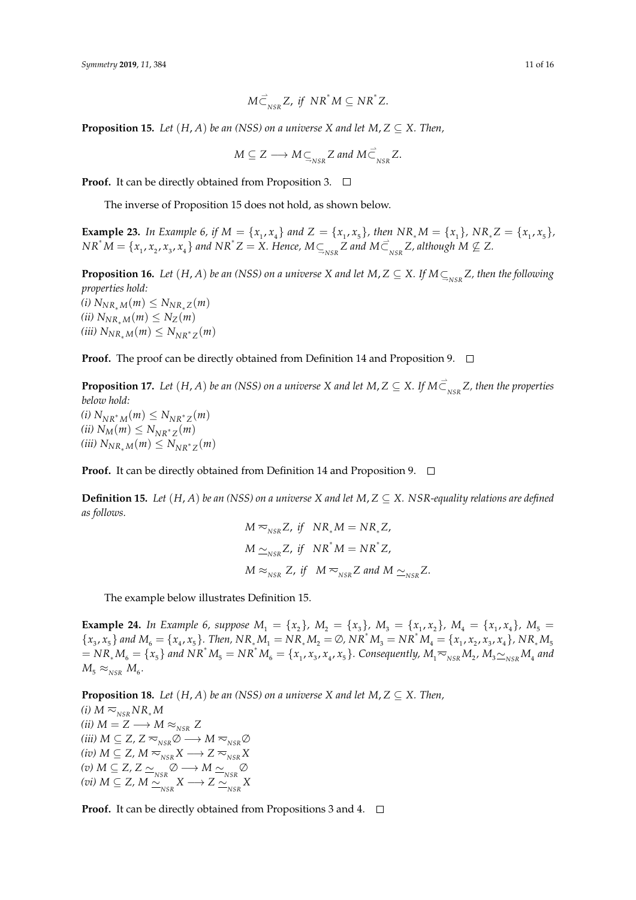$$M \vec{\subset}_{_{NSR}} Z, \text{ if } NR^{*}M \subseteq NR^{*}Z.$$

**Proposition 15.** *Let $(H, A)$ be an (NSS) on a universe $X$ and let $M, Z \subseteq X$. Then,*

$$M \subseteq Z \longrightarrow M \subseteq_{\rightarrow_{NSR}} Z \text{ and } M \vec{\subset}_{_{NSR}} Z.$$

**Proof.** It can be directly obtained from Proposition 3. □

The inverse of Proposition 15 does not hold, as shown below.

**Example 23.** *In Example 6, if $M = \{x_1, x_4\}$ and $Z = \{x_1, x_5\}$, then $NR_{*}M = \{x_1\}$, $NR_{*}Z = \{x_1, x_5\}$, $NR^{*}M = \{x_1, x_2, x_3, x_4\}$ and $NR^{*}Z = X$. Hence, $M \subseteq_{\rightarrow_{NSR}} Z$ and $M \vec{\subset}_{_{NSR}} Z$, although $M \not\subseteq Z$.*

**Proposition 16.** *Let $(H, A)$ be an (NSS) on a universe $X$ and let $M, Z \subseteq X$. If $M \subseteq_{\rightarrow_{NSR}} Z$, then the following properties hold:*
*(i) $N_{NR_{*}M}(m) \leq N_{NR_{*}Z}(m)$*
*(ii) $N_{NR_{*}M}(m) \leq N_{Z}(m)$*
*(iii) $N_{NR_{*}M}(m) \leq N_{NR^{*}Z}(m)$*

**Proof.** The proof can be directly obtained from Definition 14 and Proposition 9. □

**Proposition 17.** *Let $(H, A)$ be an (NSS) on a universe $X$ and let $M, Z \subseteq X$. If $M \vec{\subset}_{_{NSR}} Z$, then the properties below hold:*
*(i) $N_{NR^{*}M}(m) \leq N_{NR^{*}Z}(m)$*
*(ii) $N_{M}(m) \leq N_{NR^{*}Z}(m)$*
*(iii) $N_{NR_{*}M}(m) \leq N_{NR^{*}Z}(m)$*

**Proof.** It can be directly obtained from Definition 14 and Proposition 9. □

**Definition 15.** *Let $(H, A)$ be an (NSS) on a universe $X$ and let $M, Z \subseteq X$. $NSR$-equality relations are defined as follows.*

$$M \eqsim_{_{NSR}} Z, \text{ if } \; NR_{*}M = NR_{*}Z,$$

$$M \simeq_{_{NSR}} Z, \text{ if } \; NR^{*}M = NR^{*}Z,$$

$$M \approx_{_{NSR}} Z, \text{ if } \; M \eqsim_{_{NSR}} Z \text{ and } M \simeq_{_{NSR}} Z.$$

The example below illustrates Definition 15.

**Example 24.** *In Example 6, suppose $M_1 = \{x_2\}$, $M_2 = \{x_3\}$, $M_3 = \{x_1, x_2\}$, $M_4 = \{x_1, x_4\}$, $M_5 = \{x_3, x_5\}$ and $M_6 = \{x_4, x_5\}$. Then, $NR_{*}M_1 = NR_{*}M_2 = \emptyset$, $NR^{*}M_3 = NR^{*}M_4 = \{x_1, x_2, x_3, x_4\}$, $NR_{*}M_5 = NR_{*}M_6 = \{x_5\}$ and $NR^{*}M_5 = NR^{*}M_6 = \{x_1, x_3, x_4, x_5\}$. Consequently, $M_1 \eqsim_{_{NSR}} M_2$, $M_3 \simeq_{_{NSR}} M_4$ and $M_5 \approx_{_{NSR}} M_6$.*

**Proposition 18.** *Let $(H, A)$ be an (NSS) on a universe $X$ and let $M, Z \subseteq X$. Then,*
*(i) $M \eqsim_{_{NSR}} NR_{*}M$*
*(ii) $M = Z \longrightarrow M \approx_{_{NSR}} Z$*
*(iii) $M \subseteq Z$, $Z \eqsim_{_{NSR}} \emptyset \longrightarrow M \eqsim_{_{NSR}} \emptyset$*
*(iv) $M \subseteq Z$, $M \eqsim_{_{NSR}} X \longrightarrow Z \eqsim_{_{NSR}} X$*
*(v) $M \subseteq Z$, $Z \simeq_{_{NSR}} \emptyset \longrightarrow M \simeq_{_{NSR}} \emptyset$*
*(vi) $M \subseteq Z$, $M \simeq_{_{NSR}} X \longrightarrow Z \simeq_{_{NSR}} X$*

**Proof.** It can be directly obtained from Propositions 3 and 4. □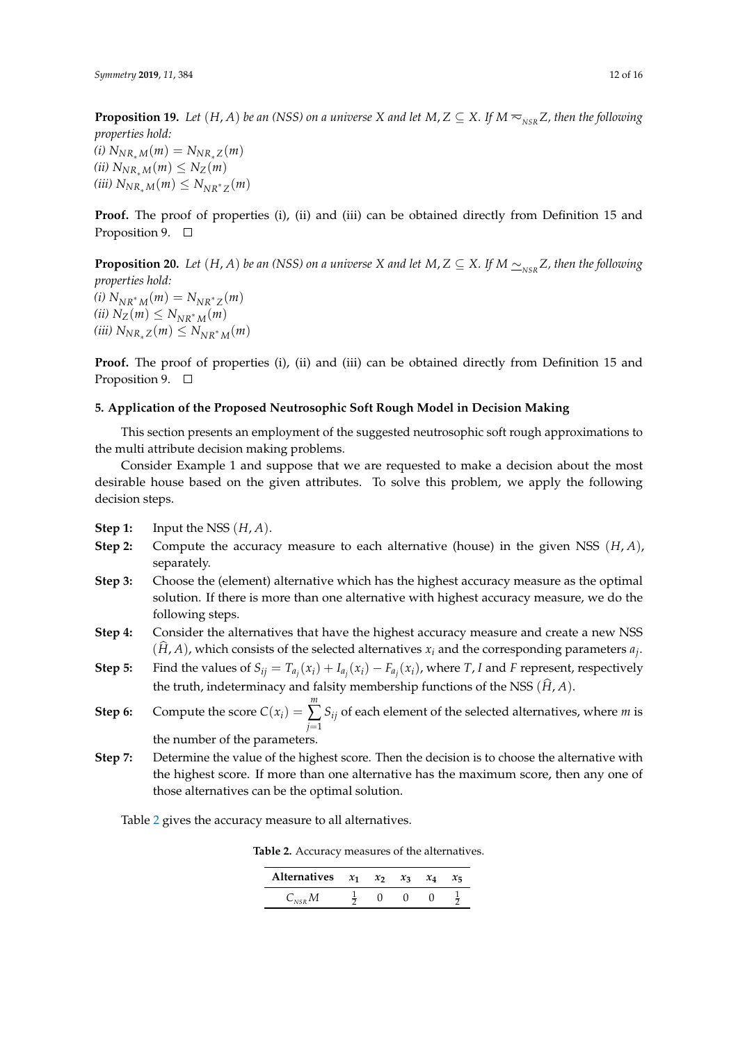**Proposition 19.** *Let $(H, A)$ be an (NSS) on a universe $X$ and let $M, Z \subseteq X$. If $M \eqsim_{NSR} Z$, then the following properties hold:*
*(i) $N_{NR_* M}(m) = N_{NR_* Z}(m)$*
*(ii) $N_{NR_* M}(m) \leq N_Z(m)$*
*(iii) $N_{NR_* M}(m) \leq N_{NR^* Z}(m)$*

**Proof.** The proof of properties (i), (ii) and (iii) can be obtained directly from Definition 15 and Proposition 9. □

**Proposition 20.** *Let $(H, A)$ be an (NSS) on a universe $X$ and let $M, Z \subseteq X$. If $M \simeq_{NSR} Z$, then the following properties hold:*
*(i) $N_{NR^* M}(m) = N_{NR^* Z}(m)$*
*(ii) $N_Z(m) \leq N_{NR^* M}(m)$*
*(iii) $N_{NR_* Z}(m) \leq N_{NR^* M}(m)$*

**Proof.** The proof of properties (i), (ii) and (iii) can be obtained directly from Definition 15 and Proposition 9. □

## 5. Application of the Proposed Neutrosophic Soft Rough Model in Decision Making

This section presents an employment of the suggested neutrosophic soft rough approximations to the multi attribute decision making problems.

Consider Example 1 and suppose that we are requested to make a decision about the most desirable house based on the given attributes. To solve this problem, we apply the following decision steps.

- **Step 1:** Input the NSS $(H, A)$.
- **Step 2:** Compute the accuracy measure to each alternative (house) in the given NSS $(H, A)$, separately.
- **Step 3:** Choose the (element) alternative which has the highest accuracy measure as the optimal solution. If there is more than one alternative with highest accuracy measure, we do the following steps.
- **Step 4:** Consider the alternatives that have the highest accuracy measure and create a new NSS $(\widehat{H}, A)$, which consists of the selected alternatives $x_i$ and the corresponding parameters $a_j$.
- **Step 5:** Find the values of $S_{ij} = T_{a_j}(x_i) + I_{a_j}(x_i) - F_{a_j}(x_i)$, where $T$, $I$ and $F$ represent, respectively the truth, indeterminacy and falsity membership functions of the NSS $(\widehat{H}, A)$.
- **Step 6:** Compute the score $C(x_i) = \sum_{j=1}^{m} S_{ij}$ of each element of the selected alternatives, where $m$ is the number of the parameters.
- **Step 7:** Determine the value of the highest score. Then the decision is to choose the alternative with the highest score. If more than one alternative has the maximum score, then any one of those alternatives can be the optimal solution.

Table 2 gives the accuracy measure to all alternatives.

**Table 2.** Accuracy measures of the alternatives.

| Alternatives | $x_1$ | $x_2$ | $x_3$ | $x_4$ | $x_5$ |
|---|---|---|---|---|---|
| $C_{NSR} M$ | $\frac{1}{2}$ | 0 | 0 | 0 | $\frac{1}{2}$ |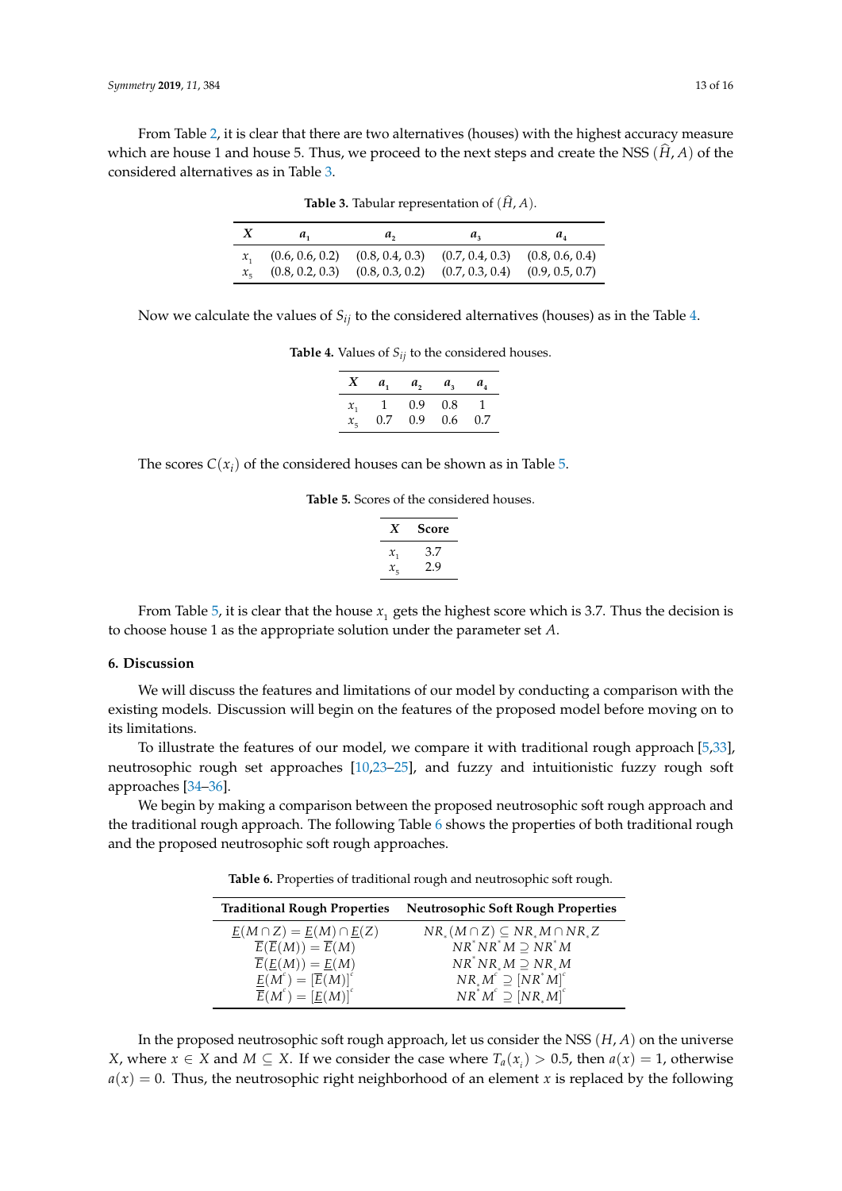From Table 2, it is clear that there are two alternatives (houses) with the highest accuracy measure which are house 1 and house 5. Thus, we proceed to the next steps and create the NSS $(\widehat{H}, A)$ of the considered alternatives as in Table 3.

**Table 3.** Tabular representation of $(\widehat{H}, A)$.

| $X$ | $a_1$ | $a_2$ | $a_3$ | $a_4$ |
|---|---|---|---|---|
| $x_1$ | (0.6, 0.6, 0.2) | (0.8, 0.4, 0.3) | (0.7, 0.4, 0.3) | (0.8, 0.6, 0.4) |
| $x_5$ | (0.8, 0.2, 0.3) | (0.8, 0.3, 0.2) | (0.7, 0.3, 0.4) | (0.9, 0.5, 0.7) |

Now we calculate the values of $S_{ij}$ to the considered alternatives (houses) as in the Table 4.

**Table 4.** Values of $S_{ij}$ to the considered houses.

| $X$ | $a_1$ | $a_2$ | $a_3$ | $a_4$ |
|---|---|---|---|---|
| $x_1$ | 1 | 0.9 | 0.8 | 1 |
| $x_5$ | 0.7 | 0.9 | 0.6 | 0.7 |

The scores $C(x_i)$ of the considered houses can be shown as in Table 5.

**Table 5.** Scores of the considered houses.

| $X$ | Score |
|---|---|
| $x_1$ | 3.7 |
| $x_5$ | 2.9 |

From Table 5, it is clear that the house $x_1$ gets the highest score which is 3.7. Thus the decision is to choose house 1 as the appropriate solution under the parameter set $A$.

## 6. Discussion

We will discuss the features and limitations of our model by conducting a comparison with the existing models. Discussion will begin on the features of the proposed model before moving on to its limitations.

To illustrate the features of our model, we compare it with traditional rough approach [5,33], neutrosophic rough set approaches [10,23–25], and fuzzy and intuitionistic fuzzy rough soft approaches [34–36].

We begin by making a comparison between the proposed neutrosophic soft rough approach and the traditional rough approach. The following Table 6 shows the properties of both traditional rough and the proposed neutrosophic soft rough approaches.

**Table 6.** Properties of traditional rough and neutrosophic soft rough.

| Traditional Rough Properties | Neutrosophic Soft Rough Properties |
|---|---|
| $\underline{E}(M \cap Z) = \underline{E}(M) \cap \underline{E}(Z)$ | $NR_*(M \cap Z) \subseteq NR_*M \cap NR_*Z$ |
| $\overline{E}(\overline{E}(M)) = \overline{E}(M)$ | $NR^*NR^*M \supseteq NR^*M$ |
| $\overline{E}(\underline{E}(M)) = \underline{E}(M)$ | $NR^*NR_*M \supseteq NR_*M$ |
| $\underline{E}(M^c) = [\overline{E}(M)]^c$ | $NR_*M^c \supseteq [NR^*M]^c$ |
| $\overline{E}(M^c) = [\underline{E}(M)]^c$ | $NR^*M^c \supseteq [NR_*M]^c$ |

In the proposed neutrosophic soft rough approach, let us consider the NSS $(H, A)$ on the universe $X$, where $x \in X$ and $M \subseteq X$. If we consider the case where $T_a(x_i) > 0.5$, then $a(x) = 1$, otherwise $a(x) = 0$. Thus, the neutrosophic right neighborhood of an element $x$ is replaced by the following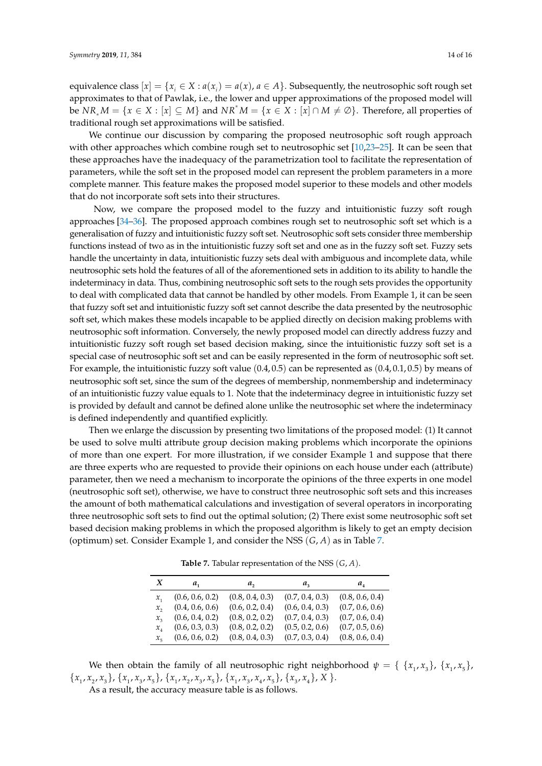equivalence class $[x] = \{x_i \in X : a(x_i) = a(x), a \in A\}$. Subsequently, the neutrosophic soft rough set approximates to that of Pawlak, i.e., the lower and upper approximations of the proposed model will be $NR_* M = \{x \in X : [x] \subseteq M\}$ and $NR^* M = \{x \in X : [x] \cap M \neq \emptyset\}$. Therefore, all properties of traditional rough set approximations will be satisfied.

We continue our discussion by comparing the proposed neutrosophic soft rough approach with other approaches which combine rough set to neutrosophic set [10,23–25]. It can be seen that these approaches have the inadequacy of the parametrization tool to facilitate the representation of parameters, while the soft set in the proposed model can represent the problem parameters in a more complete manner. This feature makes the proposed model superior to these models and other models that do not incorporate soft sets into their structures.

Now, we compare the proposed model to the fuzzy and intuitionistic fuzzy soft rough approaches [34–36]. The proposed approach combines rough set to neutrosophic soft set which is a generalisation of fuzzy and intuitionistic fuzzy soft set. Neutrosophic soft sets consider three membership functions instead of two as in the intuitionistic fuzzy soft set and one as in the fuzzy soft set. Fuzzy sets handle the uncertainty in data, intuitionistic fuzzy sets deal with ambiguous and incomplete data, while neutrosophic sets hold the features of all of the aforementioned sets in addition to its ability to handle the indeterminacy in data. Thus, combining neutrosophic soft sets to the rough sets provides the opportunity to deal with complicated data that cannot be handled by other models. From Example 1, it can be seen that fuzzy soft set and intuitionistic fuzzy soft set cannot describe the data presented by the neutrosophic soft set, which makes these models incapable to be applied directly on decision making problems with neutrosophic soft information. Conversely, the newly proposed model can directly address fuzzy and intuitionistic fuzzy soft rough set based decision making, since the intuitionistic fuzzy soft set is a special case of neutrosophic soft set and can be easily represented in the form of neutrosophic soft set. For example, the intuitionistic fuzzy soft value $(0.4, 0.5)$ can be represented as $(0.4, 0.1, 0.5)$ by means of neutrosophic soft set, since the sum of the degrees of membership, nonmembership and indeterminacy of an intuitionistic fuzzy value equals to 1. Note that the indeterminacy degree in intuitionistic fuzzy set is provided by default and cannot be defined alone unlike the neutrosophic set where the indeterminacy is defined independently and quantified explicitly.

Then we enlarge the discussion by presenting two limitations of the proposed model: (1) It cannot be used to solve multi attribute group decision making problems which incorporate the opinions of more than one expert. For more illustration, if we consider Example 1 and suppose that there are three experts who are requested to provide their opinions on each house under each (attribute) parameter, then we need a mechanism to incorporate the opinions of the three experts in one model (neutrosophic soft set), otherwise, we have to construct three neutrosophic soft sets and this increases the amount of both mathematical calculations and investigation of several operators in incorporating three neutrosophic soft sets to find out the optimal solution; (2) There exist some neutrosophic soft set based decision making problems in which the proposed algorithm is likely to get an empty decision (optimum) set. Consider Example 1, and consider the NSS $(G, A)$ as in Table 7.

**Table 7.** Tabular representation of the NSS $(G, A)$.

| $X$ | $a_1$ | $a_2$ | $a_3$ | $a_4$ |
|---|---|---|---|---|
| $x_1$ | (0.6, 0.6, 0.2) | (0.8, 0.4, 0.3) | (0.7, 0.4, 0.3) | (0.8, 0.6, 0.4) |
| $x_2$ | (0.4, 0.6, 0.6) | (0.6, 0.2, 0.4) | (0.6, 0.4, 0.3) | (0.7, 0.6, 0.6) |
| $x_3$ | (0.6, 0.4, 0.2) | (0.8, 0.2, 0.2) | (0.7, 0.4, 0.3) | (0.7, 0.6, 0.4) |
| $x_4$ | (0.6, 0.3, 0.3) | (0.8, 0.2, 0.2) | (0.5, 0.2, 0.6) | (0.7, 0.5, 0.6) |
| $x_5$ | (0.6, 0.6, 0.2) | (0.8, 0.4, 0.3) | (0.7, 0.3, 0.4) | (0.8, 0.6, 0.4) |

We then obtain the family of all neutrosophic right neighborhood $\psi = \{ \{x_1, x_3\}, \{x_1, x_5\}, \{x_1, x_2, x_3\}, \{x_1, x_3, x_5\}, \{x_1, x_2, x_3, x_5\}, \{x_1, x_3, x_4, x_5\}, \{x_3, x_4\}, X \}$.

As a result, the accuracy measure table is as follows.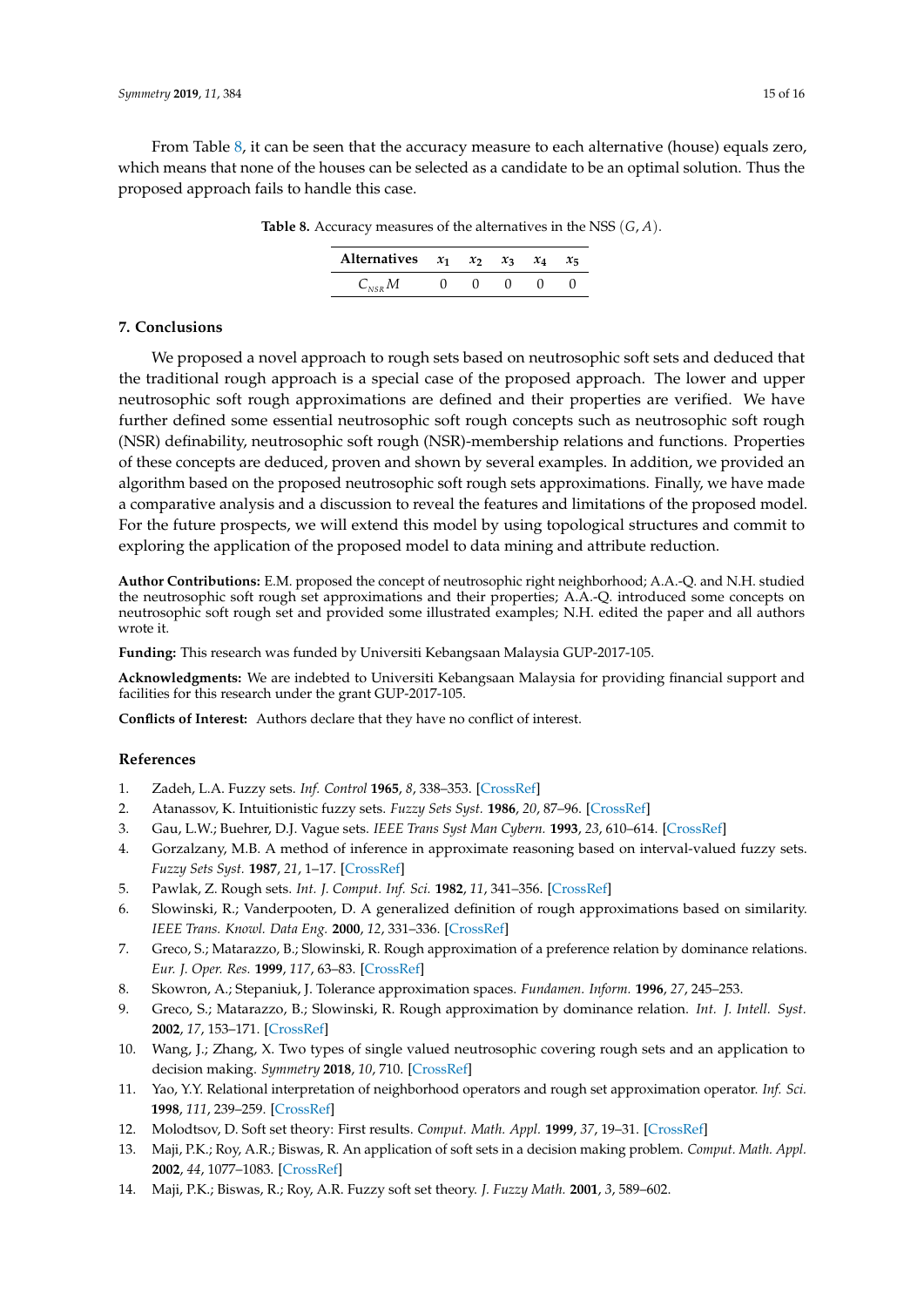From Table 8, it can be seen that the accuracy measure to each alternative (house) equals zero, which means that none of the houses can be selected as a candidate to be an optimal solution. Thus the proposed approach fails to handle this case.

**Table 8.** Accuracy measures of the alternatives in the NSS $(G, A)$.

| Alternatives | $x_1$ | $x_2$ | $x_3$ | $x_4$ | $x_5$ |
|---|---|---|---|---|---|
| $C_{NSR}M$ | 0 | 0 | 0 | 0 | 0 |

## 7. Conclusions

We proposed a novel approach to rough sets based on neutrosophic soft sets and deduced that the traditional rough approach is a special case of the proposed approach. The lower and upper neutrosophic soft rough approximations are defined and their properties are verified. We have further defined some essential neutrosophic soft rough concepts such as neutrosophic soft rough (NSR) definability, neutrosophic soft rough (NSR)-membership relations and functions. Properties of these concepts are deduced, proven and shown by several examples. In addition, we provided an algorithm based on the proposed neutrosophic soft rough sets approximations. Finally, we have made a comparative analysis and a discussion to reveal the features and limitations of the proposed model. For the future prospects, we will extend this model by using topological structures and commit to exploring the application of the proposed model to data mining and attribute reduction.

**Author Contributions:** E.M. proposed the concept of neutrosophic right neighborhood; A.A.-Q. and N.H. studied the neutrosophic soft rough set approximations and their properties; A.A.-Q. introduced some concepts on neutrosophic soft rough set and provided some illustrated examples; N.H. edited the paper and all authors wrote it.

**Funding:** This research was funded by Universiti Kebangsaan Malaysia GUP-2017-105.

**Acknowledgments:** We are indebted to Universiti Kebangsaan Malaysia for providing financial support and facilities for this research under the grant GUP-2017-105.

**Conflicts of Interest:** Authors declare that they have no conflict of interest.

## References

1. Zadeh, L.A. Fuzzy sets. *Inf. Control* **1965**, *8*, 338–353. [CrossRef]
2. Atanassov, K. Intuitionistic fuzzy sets. *Fuzzy Sets Syst.* **1986**, *20*, 87–96. [CrossRef]
3. Gau, L.W.; Buehrer, D.J. Vague sets. *IEEE Trans Syst Man Cybern.* **1993**, *23*, 610–614. [CrossRef]
4. Gorzalzany, M.B. A method of inference in approximate reasoning based on interval-valued fuzzy sets. *Fuzzy Sets Syst.* **1987**, *21*, 1–17. [CrossRef]
5. Pawlak, Z. Rough sets. *Int. J. Comput. Inf. Sci.* **1982**, *11*, 341–356. [CrossRef]
6. Slowinski, R.; Vanderpooten, D. A generalized definition of rough approximations based on similarity. *IEEE Trans. Knowl. Data Eng.* **2000**, *12*, 331–336. [CrossRef]
7. Greco, S.; Matarazzo, B.; Slowinski, R. Rough approximation of a preference relation by dominance relations. *Eur. J. Oper. Res.* **1999**, *117*, 63–83. [CrossRef]
8. Skowron, A.; Stepaniuk, J. Tolerance approximation spaces. *Fundamen. Inform.* **1996**, *27*, 245–253.
9. Greco, S.; Matarazzo, B.; Slowinski, R. Rough approximation by dominance relation. *Int. J. Intell. Syst.* **2002**, *17*, 153–171. [CrossRef]
10. Wang, J.; Zhang, X. Two types of single valued neutrosophic covering rough sets and an application to decision making. *Symmetry* **2018**, *10*, 710. [CrossRef]
11. Yao, Y.Y. Relational interpretation of neighborhood operators and rough set approximation operator. *Inf. Sci.* **1998**, *111*, 239–259. [CrossRef]
12. Molodtsov, D. Soft set theory: First results. *Comput. Math. Appl.* **1999**, *37*, 19–31. [CrossRef]
13. Maji, P.K.; Roy, A.R.; Biswas, R. An application of soft sets in a decision making problem. *Comput. Math. Appl.* **2002**, *44*, 1077–1083. [CrossRef]
14. Maji, P.K.; Biswas, R.; Roy, A.R. Fuzzy soft set theory. *J. Fuzzy Math.* **2001**, *3*, 589–602.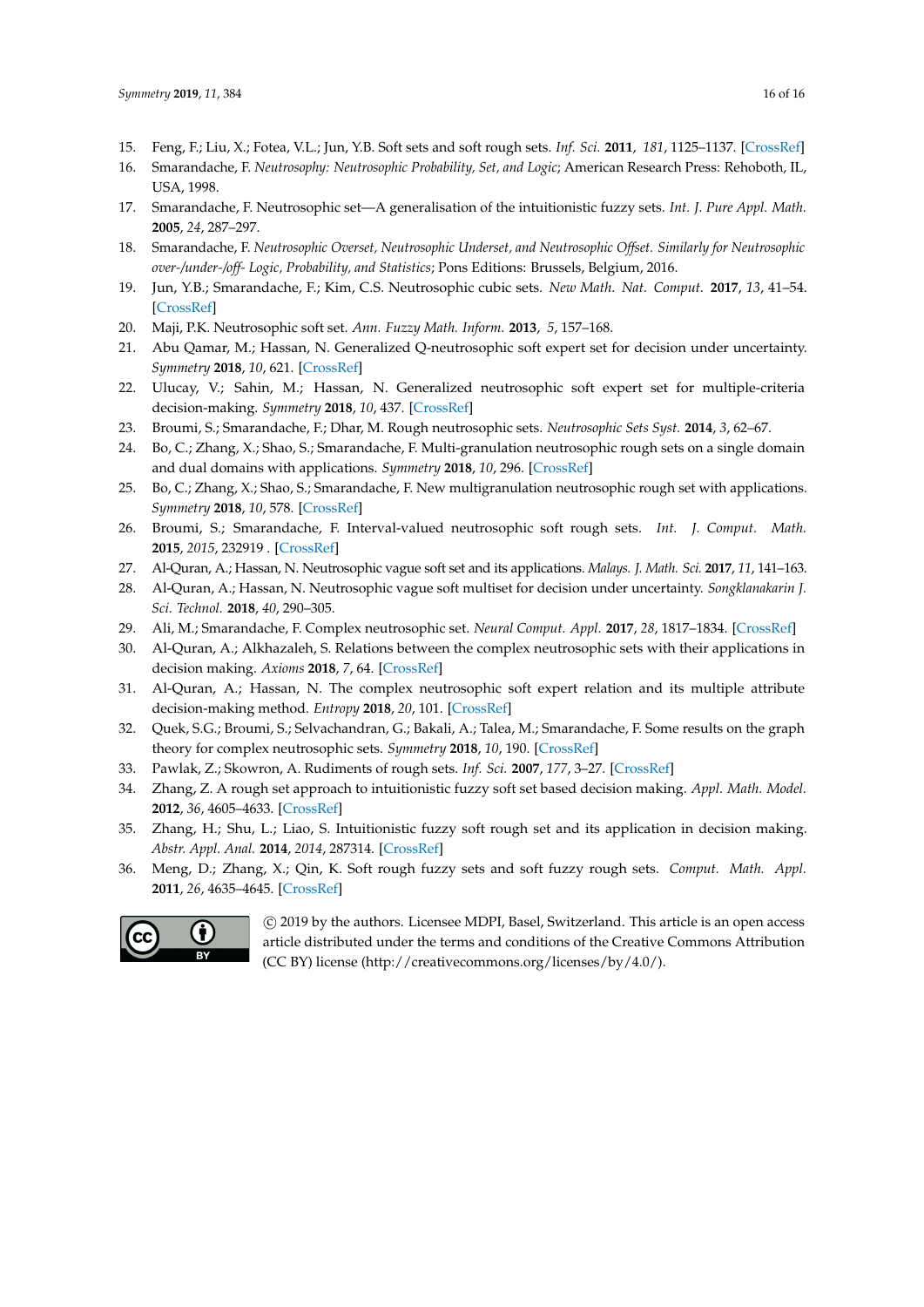15. Feng, F.; Liu, X.; Fotea, V.L.; Jun, Y.B. Soft sets and soft rough sets. *Inf. Sci.* **2011**, *181*, 1125–1137. [CrossRef]
16. Smarandache, F. *Neutrosophy: Neutrosophic Probability, Set, and Logic*; American Research Press: Rehoboth, IL, USA, 1998.
17. Smarandache, F. Neutrosophic set—A generalisation of the intuitionistic fuzzy sets. *Int. J. Pure Appl. Math.* **2005**, *24*, 287–297.
18. Smarandache, F. *Neutrosophic Overset, Neutrosophic Underset, and Neutrosophic Offset. Similarly for Neutrosophic over-/under-/off- Logic, Probability, and Statistics*; Pons Editions: Brussels, Belgium, 2016.
19. Jun, Y.B.; Smarandache, F.; Kim, C.S. Neutrosophic cubic sets. *New Math. Nat. Comput.* **2017**, *13*, 41–54. [CrossRef]
20. Maji, P.K. Neutrosophic soft set. *Ann. Fuzzy Math. Inform.* **2013**, *5*, 157–168.
21. Abu Qamar, M.; Hassan, N. Generalized Q-neutrosophic soft expert set for decision under uncertainty. *Symmetry* **2018**, *10*, 621. [CrossRef]
22. Ulucay, V.; Sahin, M.; Hassan, N. Generalized neutrosophic soft expert set for multiple-criteria decision-making. *Symmetry* **2018**, *10*, 437. [CrossRef]
23. Broumi, S.; Smarandache, F.; Dhar, M. Rough neutrosophic sets. *Neutrosophic Sets Syst.* **2014**, *3*, 62–67.
24. Bo, C.; Zhang, X.; Shao, S.; Smarandache, F. Multi-granulation neutrosophic rough sets on a single domain and dual domains with applications. *Symmetry* **2018**, *10*, 296. [CrossRef]
25. Bo, C.; Zhang, X.; Shao, S.; Smarandache, F. New multigranulation neutrosophic rough set with applications. *Symmetry* **2018**, *10*, 578. [CrossRef]
26. Broumi, S.; Smarandache, F. Interval-valued neutrosophic soft rough sets. *Int. J. Comput. Math.* **2015**, *2015*, 232919 . [CrossRef]
27. Al-Quran, A.; Hassan, N. Neutrosophic vague soft set and its applications. *Malays. J. Math. Sci.* **2017**, *11*, 141–163.
28. Al-Quran, A.; Hassan, N. Neutrosophic vague soft multiset for decision under uncertainty. *Songklanakarin J. Sci. Technol.* **2018**, *40*, 290–305.
29. Ali, M.; Smarandache, F. Complex neutrosophic set. *Neural Comput. Appl.* **2017**, *28*, 1817–1834. [CrossRef]
30. Al-Quran, A.; Alkhazaleh, S. Relations between the complex neutrosophic sets with their applications in decision making. *Axioms* **2018**, *7*, 64. [CrossRef]
31. Al-Quran, A.; Hassan, N. The complex neutrosophic soft expert relation and its multiple attribute decision-making method. *Entropy* **2018**, *20*, 101. [CrossRef]
32. Quek, S.G.; Broumi, S.; Selvachandran, G.; Bakali, A.; Talea, M.; Smarandache, F. Some results on the graph theory for complex neutrosophic sets. *Symmetry* **2018**, *10*, 190. [CrossRef]
33. Pawlak, Z.; Skowron, A. Rudiments of rough sets. *Inf. Sci.* **2007**, *177*, 3–27. [CrossRef]
34. Zhang, Z. A rough set approach to intuitionistic fuzzy soft set based decision making. *Appl. Math. Model.* **2012**, *36*, 4605–4633. [CrossRef]
35. Zhang, H.; Shu, L.; Liao, S. Intuitionistic fuzzy soft rough set and its application in decision making. *Abstr. Appl. Anal.* **2014**, *2014*, 287314. [CrossRef]
36. Meng, D.; Zhang, X.; Qin, K. Soft rough fuzzy sets and soft fuzzy rough sets. *Comput. Math. Appl.* **2011**, *26*, 4635–4645. [CrossRef]

© 2019 by the authors. Licensee MDPI, Basel, Switzerland. This article is an open access article distributed under the terms and conditions of the Creative Commons Attribution (CC BY) license (http://creativecommons.org/licenses/by/4.0/).